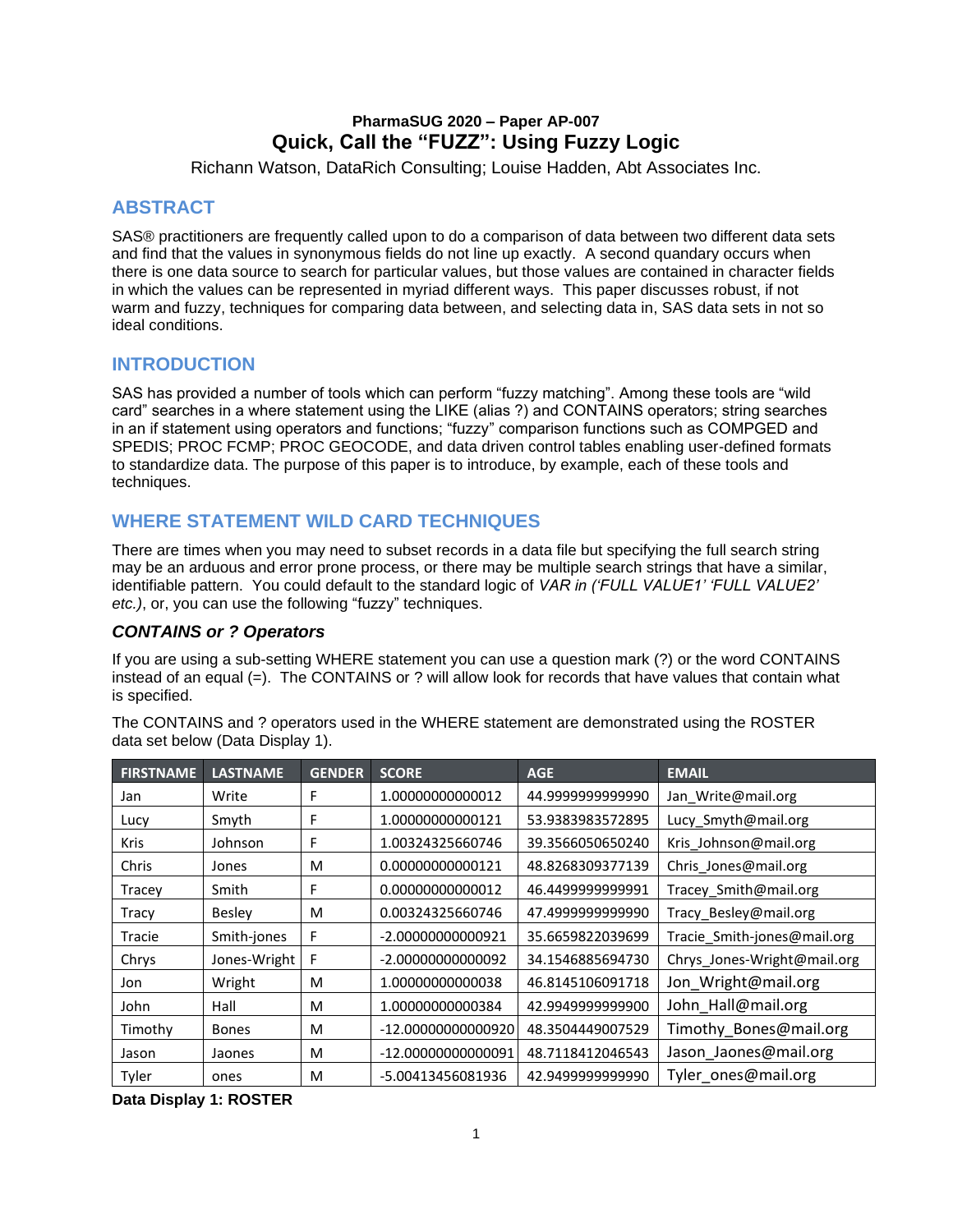**PharmaSUG 2020 – Paper AP-007**

# Quick, Call the "FUZZ": Using Fuzzy Logic

Richann Watson, DataRich Consulting; Louise Hadden, Abt Associates Inc.

## ABSTRACT

SAS® practitioners are frequently called upon to do a comparison of data between two different data sets and find that the values in synonymous fields do not line up exactly. A second quandary occurs when there is one data source to search for particular values, but those values are contained in character fields in which the values can be represented in myriad different ways. This paper discusses robust, if not warm and fuzzy, techniques for comparing data between, and selecting data in, SAS data sets in not so ideal conditions.

## INTRODUCTION

SAS has provided a number of tools which can perform "fuzzy matching". Among these tools are "wild card" searches in a where statement using the LIKE (alias ?) and CONTAINS operators; string searches in an if statement using operators and functions; "fuzzy" comparison functions such as COMPGED and SPEDIS; PROC FCMP; PROC GEOCODE, and data driven control tables enabling user-defined formats to standardize data. The purpose of this paper is to introduce, by example, each of these tools and techniques.

## WHERE STATEMENT WILD CARD TECHNIQUES

There are times when you may need to subset records in a data file but specifying the full search string may be an arduous and error prone process, or there may be multiple search strings that have a similar, identifiable pattern. You could default to the standard logic of *VAR in ('FULL VALUE1' 'FULL VALUE2' etc.)*, or, you can use the following "fuzzy" techniques.

### *CONTAINS or ? Operators*

If you are using a sub-setting WHERE statement you can use a question mark (?) or the word CONTAINS instead of an equal (=). The CONTAINS or ? will allow look for records that have values that contain what is specified.

The CONTAINS and ? operators used in the WHERE statement are demonstrated using the ROSTER data set below (Data Display 1).

| FIRSTNAME | LASTNAME | GENDER | SCORE | AGE | EMAIL |
|---|---|---|---|---|---|
| Jan | Write | F | 1.00000000000012 | 44.9999999999990 | Jan_Write@mail.org |
| Lucy | Smyth | F | 1.00000000000121 | 53.9383983572895 | Lucy_Smyth@mail.org |
| Kris | Johnson | F | 1.00324325660746 | 39.3566050650240 | Kris_Johnson@mail.org |
| Chris | Jones | M | 0.00000000000121 | 48.8268309377139 | Chris_Jones@mail.org |
| Tracey | Smith | F | 0.00000000000012 | 46.4499999999991 | Tracey_Smith@mail.org |
| Tracy | Besley | M | 0.00324325660746 | 47.4999999999990 | Tracy_Besley@mail.org |
| Tracie | Smith-jones | F | -2.00000000000921 | 35.6659822039699 | Tracie_Smith-jones@mail.org |
| Chrys | Jones-Wright | F | -2.00000000000092 | 34.1546885694730 | Chrys_Jones-Wright@mail.org |
| Jon | Wright | M | 1.00000000000038 | 46.8145106091718 | Jon_Wright@mail.org |
| John | Hall | M | 1.00000000000384 | 42.9949999999900 | John_Hall@mail.org |
| Timothy | Bones | M | -12.00000000000920 | 48.3504449007529 | Timothy_Bones@mail.org |
| Jason | Jaones | M | -12.00000000000091 | 48.7118412046543 | Jason_Jaones@mail.org |
| Tyler | ones | M | -5.00413456081936 | 42.9499999999990 | Tyler_ones@mail.org |

**Data Display 1: ROSTER**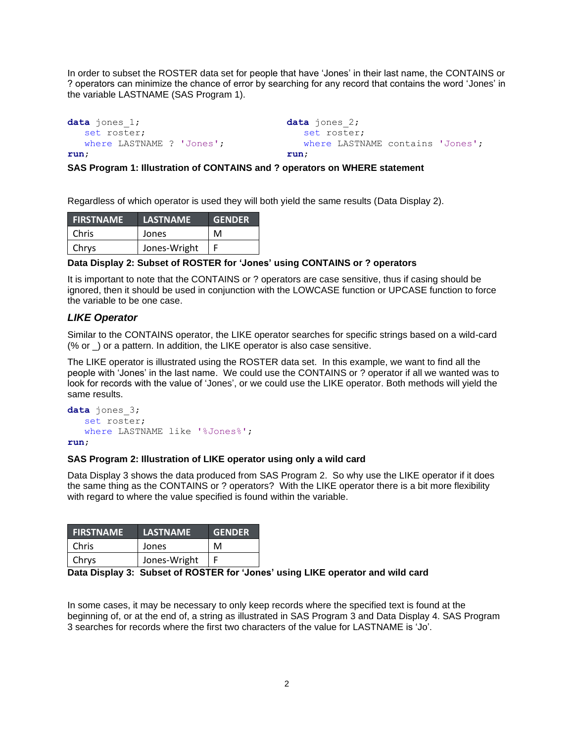In order to subset the ROSTER data set for people that have 'Jones' in their last name, the CONTAINS or ? operators can minimize the chance of error by searching for any record that contains the word 'Jones' in the variable LASTNAME (SAS Program 1).

```
data jones_1;
   set roster;
   where LASTNAME ? 'Jones';
run;
```

```
data jones_2;
   set roster;
   where LASTNAME contains 'Jones';
run;
```

**SAS Program 1: Illustration of CONTAINS and ? operators on WHERE statement**

Regardless of which operator is used they will both yield the same results (Data Display 2).

| FIRSTNAME | LASTNAME | GENDER |
|---|---|---|
| Chris | Jones | M |
| Chrys | Jones-Wright | F |

**Data Display 2: Subset of ROSTER for 'Jones' using CONTAINS or ? operators**

It is important to note that the CONTAINS or ? operators are case sensitive, thus if casing should be ignored, then it should be used in conjunction with the LOWCASE function or UPCASE function to force the variable to be one case.

### *LIKE Operator*

Similar to the CONTAINS operator, the LIKE operator searches for specific strings based on a wild-card (% or _) or a pattern. In addition, the LIKE operator is also case sensitive.

The LIKE operator is illustrated using the ROSTER data set. In this example, we want to find all the people with 'Jones' in the last name. We could use the CONTAINS or ? operator if all we wanted was to look for records with the value of 'Jones', or we could use the LIKE operator. Both methods will yield the same results.

```
data jones_3;
   set roster;
   where LASTNAME like '%Jones%';
run;
```

**SAS Program 2: Illustration of LIKE operator using only a wild card**

Data Display 3 shows the data produced from SAS Program 2. So why use the LIKE operator if it does the same thing as the CONTAINS or ? operators? With the LIKE operator there is a bit more flexibility with regard to where the value specified is found within the variable.

| FIRSTNAME | LASTNAME | GENDER |
|---|---|---|
| Chris | Jones | M |
| Chrys | Jones-Wright | F |

**Data Display 3: Subset of ROSTER for 'Jones' using LIKE operator and wild card**

In some cases, it may be necessary to only keep records where the specified text is found at the beginning of, or at the end of, a string as illustrated in SAS Program 3 and Data Display 4. SAS Program 3 searches for records where the first two characters of the value for LASTNAME is 'Jo'.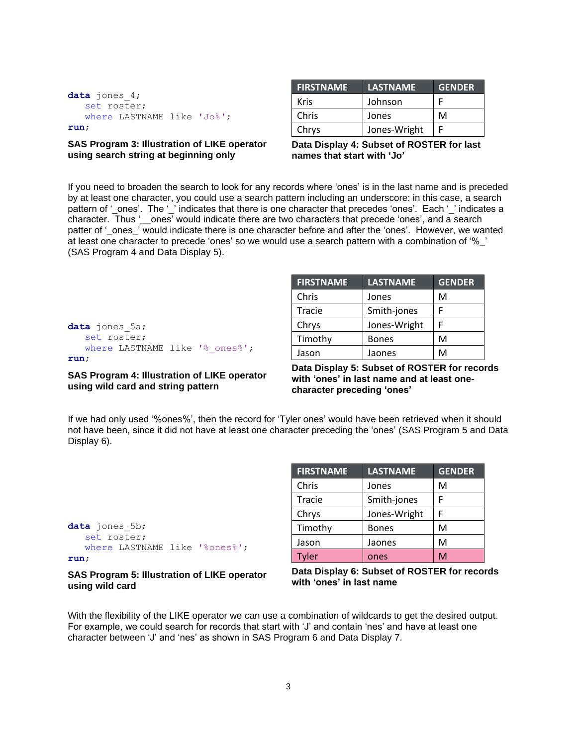```
data jones_4;
   set roster;
   where LASTNAME like 'Jo%';
run;
```

**SAS Program 3: Illustration of LIKE operator using search string at beginning only**

| FIRSTNAME | LASTNAME | GENDER |
|---|---|---|
| Kris | Johnson | F |
| Chris | Jones | M |
| Chrys | Jones-Wright | F |

**Data Display 4: Subset of ROSTER for last names that start with 'Jo'**

If you need to broaden the search to look for any records where 'ones' is in the last name and is preceded by at least one character, you could use a search pattern including an underscore: in this case, a search pattern of '_ones'. The '_' indicates that there is one character that precedes 'ones'. Each '_' indicates a character. Thus '__ones' would indicate there are two characters that precede 'ones', and a search patter of '_ones_' would indicate there is one character before and after the 'ones'. However, we wanted at least one character to precede 'ones' so we would use a search pattern with a combination of '%_' (SAS Program 4 and Data Display 5).

```
data jones_5a;
   set roster;
   where LASTNAME like '%_ones%';
run;
```

**SAS Program 4: Illustration of LIKE operator using wild card and string pattern**

| FIRSTNAME | LASTNAME | GENDER |
|---|---|---|
| Chris | Jones | M |
| Tracie | Smith-jones | F |
| Chrys | Jones-Wright | F |
| Timothy | Bones | M |
| Jason | Jaones | M |

**Data Display 5: Subset of ROSTER for records with 'ones' in last name and at least one-character preceding 'ones'**

If we had only used '%ones%', then the record for 'Tyler ones' would have been retrieved when it should not have been, since it did not have at least one character preceding the 'ones' (SAS Program 5 and Data Display 6).

```
data jones_5b;
   set roster;
   where LASTNAME like '%ones%';
run;
```

**SAS Program 5: Illustration of LIKE operator using wild card**

| FIRSTNAME | LASTNAME | GENDER |
|---|---|---|
| Chris | Jones | M |
| Tracie | Smith-jones | F |
| Chrys | Jones-Wright | F |
| Timothy | Bones | M |
| Jason | Jaones | M |
| Tyler | ones | M |

**Data Display 6: Subset of ROSTER for records with 'ones' in last name**

With the flexibility of the LIKE operator we can use a combination of wildcards to get the desired output. For example, we could search for records that start with 'J' and contain 'nes' and have at least one character between 'J' and 'nes' as shown in SAS Program 6 and Data Display 7.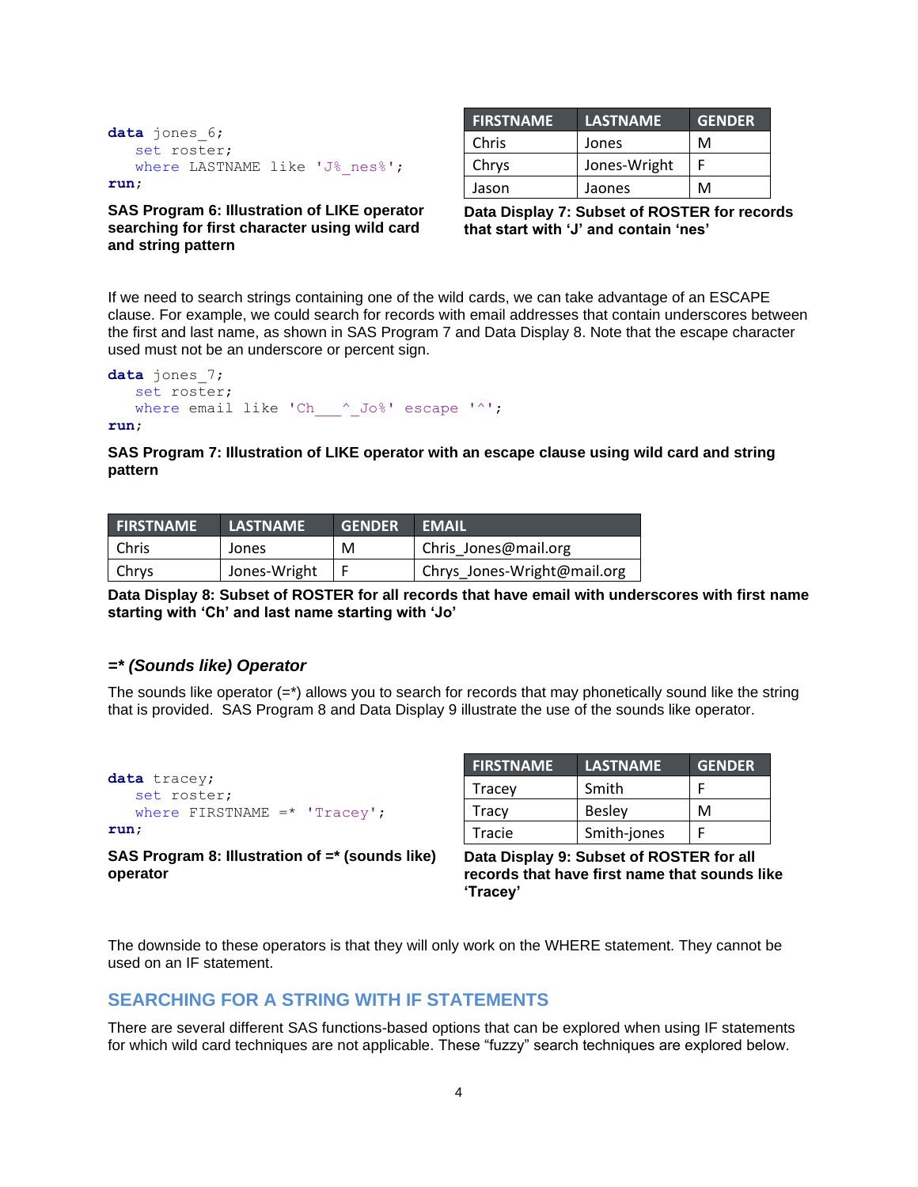```
data jones_6;
   set roster;
   where LASTNAME like 'J%_nes%';
run;
```

**SAS Program 6: Illustration of LIKE operator searching for first character using wild card and string pattern**

| FIRSTNAME | LASTNAME | GENDER |
| --- | --- | --- |
| Chris | Jones | M |
| Chrys | Jones-Wright | F |
| Jason | Jaones | M |

**Data Display 7: Subset of ROSTER for records that start with 'J' and contain 'nes'**

If we need to search strings containing one of the wild cards, we can take advantage of an ESCAPE clause. For example, we could search for records with email addresses that contain underscores between the first and last name, as shown in SAS Program 7 and Data Display 8. Note that the escape character used must not be an underscore or percent sign.

```
data jones_7;
   set roster;
   where email like 'Ch___^_Jo%' escape '^';
run;
```

**SAS Program 7: Illustration of LIKE operator with an escape clause using wild card and string pattern**

| FIRSTNAME | LASTNAME | GENDER | EMAIL |
| --- | --- | --- | --- |
| Chris | Jones | M | Chris_Jones@mail.org |
| Chrys | Jones-Wright | F | Chrys_Jones-Wright@mail.org |

**Data Display 8: Subset of ROSTER for all records that have email with underscores with first name starting with 'Ch' and last name starting with 'Jo'**

### *=* (Sounds like) Operator*

The sounds like operator (=*) allows you to search for records that may phonetically sound like the string that is provided. SAS Program 8 and Data Display 9 illustrate the use of the sounds like operator.

```
data tracey;
   set roster;
   where FIRSTNAME =* 'Tracey';
run;
```

**SAS Program 8: Illustration of =* (sounds like) operator**

| FIRSTNAME | LASTNAME | GENDER |
| --- | --- | --- |
| Tracey | Smith | F |
| Tracy | Besley | M |
| Tracie | Smith-jones | F |

**Data Display 9: Subset of ROSTER for all records that have first name that sounds like 'Tracey'**

The downside to these operators is that they will only work on the WHERE statement. They cannot be used on an IF statement.

## SEARCHING FOR A STRING WITH IF STATEMENTS

There are several different SAS functions-based options that can be explored when using IF statements for which wild card techniques are not applicable. These "fuzzy" search techniques are explored below.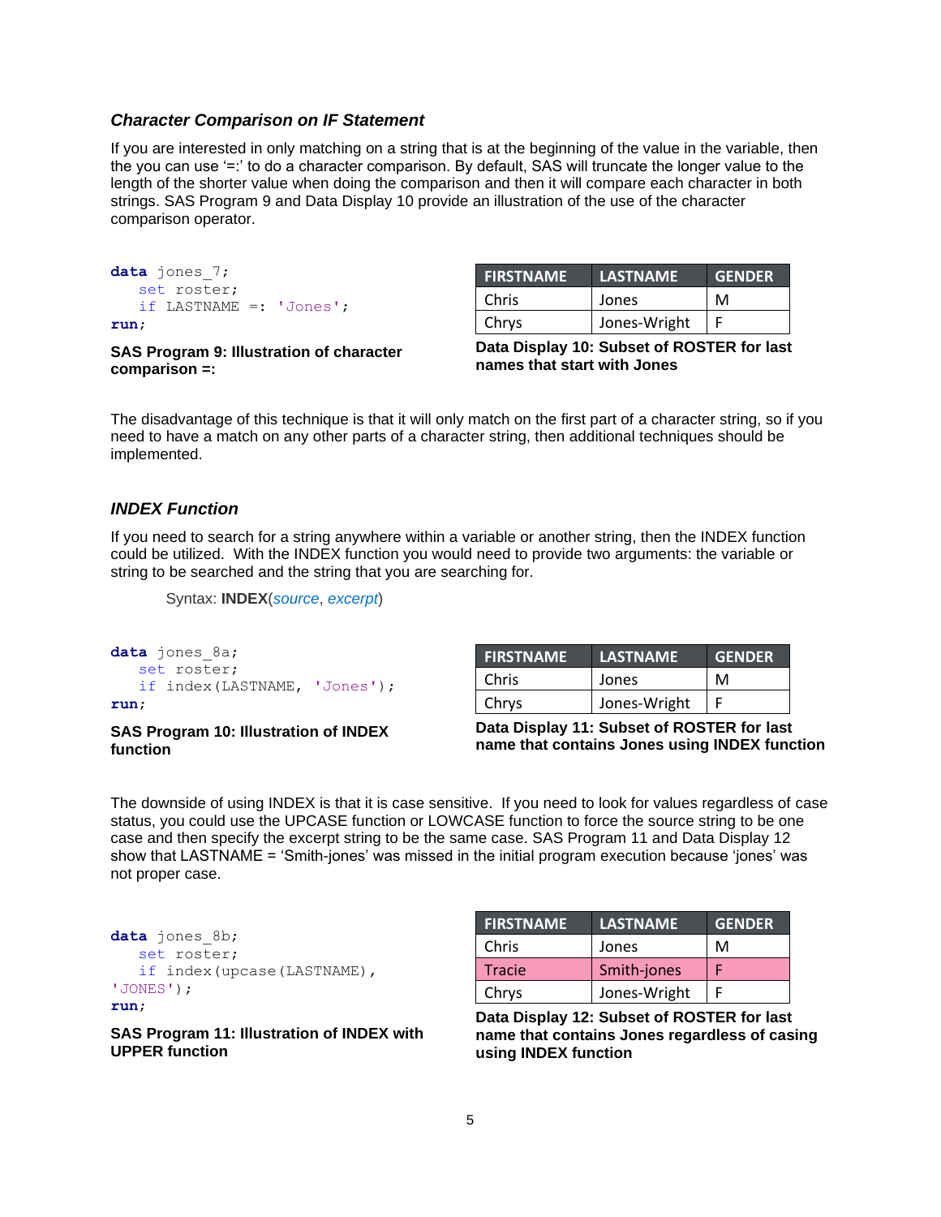### *Character Comparison on IF Statement*

If you are interested in only matching on a string that is at the beginning of the value in the variable, then the you can use '=:' to do a character comparison. By default, SAS will truncate the longer value to the length of the shorter value when doing the comparison and then it will compare each character in both strings. SAS Program 9 and Data Display 10 provide an illustration of the use of the character comparison operator.

```
data jones_7;
   set roster;
   if LASTNAME =: 'Jones';
run;
```

**SAS Program 9: Illustration of character comparison =:**

| FIRSTNAME | LASTNAME | GENDER |
|---|---|---|
| Chris | Jones | M |
| Chrys | Jones-Wright | F |

**Data Display 10: Subset of ROSTER for last names that start with Jones**

The disadvantage of this technique is that it will only match on the first part of a character string, so if you need to have a match on any other parts of a character string, then additional techniques should be implemented.

### *INDEX Function*

If you need to search for a string anywhere within a variable or another string, then the INDEX function could be utilized. With the INDEX function you would need to provide two arguments: the variable or string to be searched and the string that you are searching for.

Syntax: **INDEX**(*source*, *excerpt*)

```
data jones_8a;
   set roster;
   if index(LASTNAME, 'Jones');
run;
```

**SAS Program 10: Illustration of INDEX function**

| FIRSTNAME | LASTNAME | GENDER |
|---|---|---|
| Chris | Jones | M |
| Chrys | Jones-Wright | F |

**Data Display 11: Subset of ROSTER for last name that contains Jones using INDEX function**

The downside of using INDEX is that it is case sensitive. If you need to look for values regardless of case status, you could use the UPCASE function or LOWCASE function to force the source string to be one case and then specify the excerpt string to be the same case. SAS Program 11 and Data Display 12 show that LASTNAME = 'Smith-jones' was missed in the initial program execution because 'jones' was not proper case.

```
data jones_8b;
   set roster;
   if index(upcase(LASTNAME),
'JONES');
run;
```

**SAS Program 11: Illustration of INDEX with UPPER function**

| FIRSTNAME | LASTNAME | GENDER |
|---|---|---|
| Chris | Jones | M |
| Tracie | Smith-jones | F |
| Chrys | Jones-Wright | F |

**Data Display 12: Subset of ROSTER for last name that contains Jones regardless of casing using INDEX function**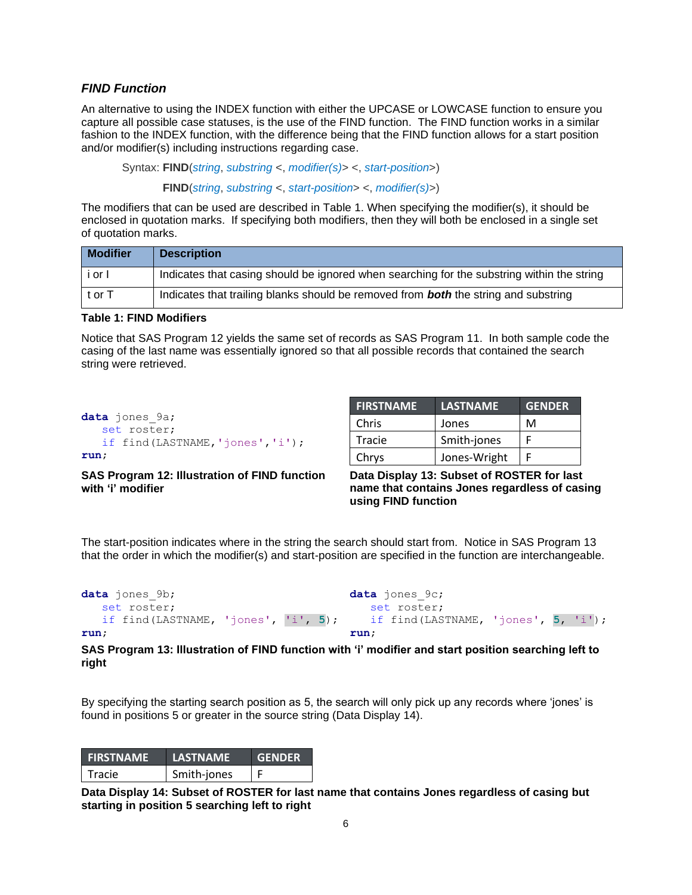### *FIND Function*

An alternative to using the INDEX function with either the UPCASE or LOWCASE function to ensure you capture all possible case statuses, is the use of the FIND function. The FIND function works in a similar fashion to the INDEX function, with the difference being that the FIND function allows for a start position and/or modifier(s) including instructions regarding case.

Syntax: **FIND**(*string*, *substring* <, *modifier(s)*> <, *start-position*>)

**FIND**(*string*, *substring* <, *start-position*> <, *modifier(s)*>)

The modifiers that can be used are described in Table 1. When specifying the modifier(s), it should be enclosed in quotation marks. If specifying both modifiers, then they will both be enclosed in a single set of quotation marks.

| Modifier | Description |
|---|---|
| i or I | Indicates that casing should be ignored when searching for the substring within the string |
| t or T | Indicates that trailing blanks should be removed from ***both*** the string and substring |

**Table 1: FIND Modifiers**

Notice that SAS Program 12 yields the same set of records as SAS Program 11. In both sample code the casing of the last name was essentially ignored so that all possible records that contained the search string were retrieved.

```
data jones_9a;
   set roster;
   if find(LASTNAME,'jones','i');
run;
```

**SAS Program 12: Illustration of FIND function with 'i' modifier**

| FIRSTNAME | LASTNAME | GENDER |
|---|---|---|
| Chris | Jones | M |
| Tracie | Smith-jones | F |
| Chrys | Jones-Wright | F |

**Data Display 13: Subset of ROSTER for last name that contains Jones regardless of casing using FIND function**

The start-position indicates where in the string the search should start from. Notice in SAS Program 13 that the order in which the modifier(s) and start-position are specified in the function are interchangeable.

```
data jones_9b;
   set roster;
   if find(LASTNAME, 'jones', 'i', 5);
run;
```

```
data jones_9c;
   set roster;
   if find(LASTNAME, 'jones', 5, 'i');
run;
```

**SAS Program 13: Illustration of FIND function with 'i' modifier and start position searching left to right**

By specifying the starting search position as 5, the search will only pick up any records where 'jones' is found in positions 5 or greater in the source string (Data Display 14).

| FIRSTNAME | LASTNAME | GENDER |
|---|---|---|
| Tracie | Smith-jones | F |

**Data Display 14: Subset of ROSTER for last name that contains Jones regardless of casing but starting in position 5 searching left to right**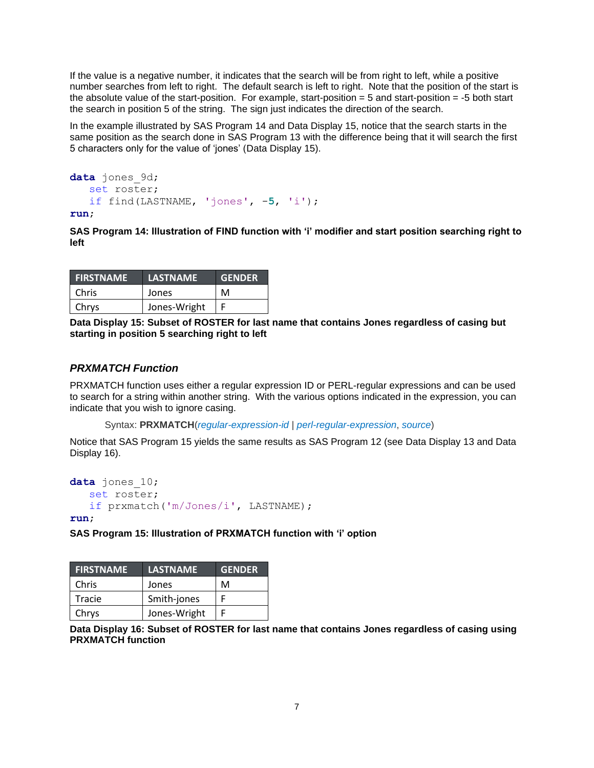If the value is a negative number, it indicates that the search will be from right to left, while a positive number searches from left to right. The default search is left to right. Note that the position of the start is the absolute value of the start-position. For example, start-position = 5 and start-position = -5 both start the search in position 5 of the string. The sign just indicates the direction of the search.

In the example illustrated by SAS Program 14 and Data Display 15, notice that the search starts in the same position as the search done in SAS Program 13 with the difference being that it will search the first 5 characters only for the value of 'jones' (Data Display 15).

```
data jones_9d;
   set roster;
   if find(LASTNAME, 'jones', -5, 'i');
run;
```

**SAS Program 14: Illustration of FIND function with 'i' modifier and start position searching right to left**

| FIRSTNAME | LASTNAME | GENDER |
|---|---|---|
| Chris | Jones | M |
| Chrys | Jones-Wright | F |

**Data Display 15: Subset of ROSTER for last name that contains Jones regardless of casing but starting in position 5 searching right to left**

### *PRXMATCH Function*

PRXMATCH function uses either a regular expression ID or PERL-regular expressions and can be used to search for a string within another string. With the various options indicated in the expression, you can indicate that you wish to ignore casing.

Syntax: **PRXMATCH**(*regular-expression-id* | *perl-regular-expression*, *source*)

Notice that SAS Program 15 yields the same results as SAS Program 12 (see Data Display 13 and Data Display 16).

```
data jones_10;
   set roster;
   if prxmatch('m/Jones/i', LASTNAME);
run;
```

**SAS Program 15: Illustration of PRXMATCH function with 'i' option**

| FIRSTNAME | LASTNAME | GENDER |
|---|---|---|
| Chris | Jones | M |
| Tracie | Smith-jones | F |
| Chrys | Jones-Wright | F |

**Data Display 16: Subset of ROSTER for last name that contains Jones regardless of casing using PRXMATCH function**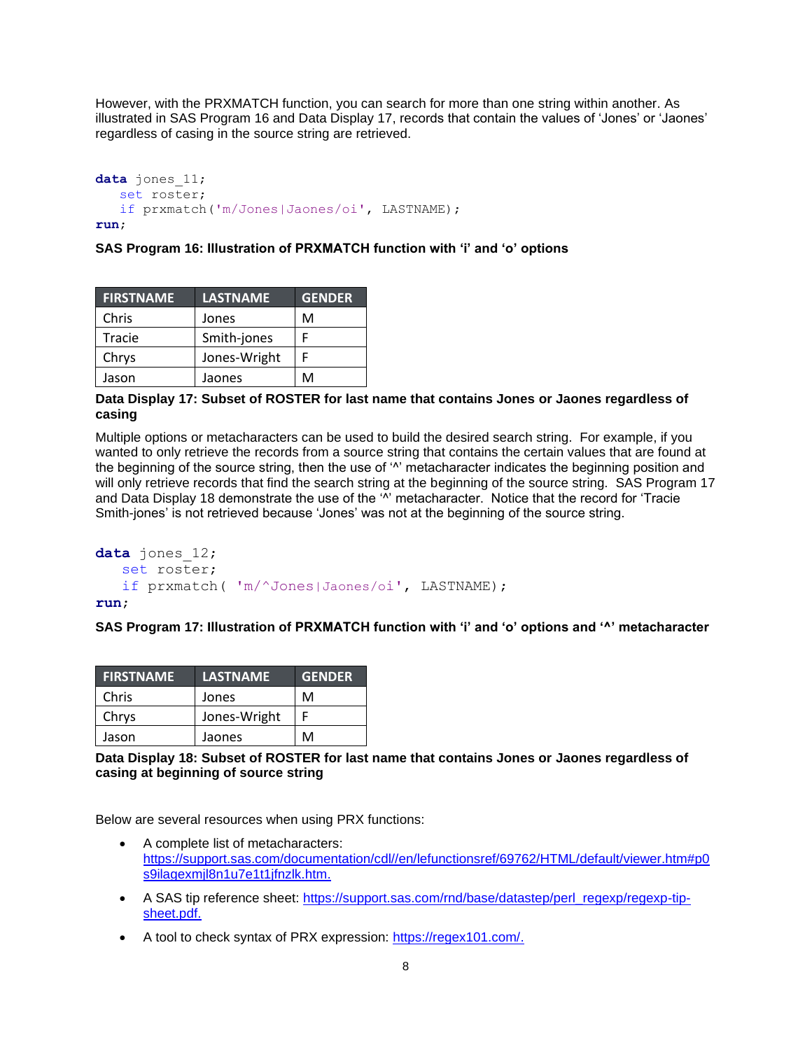However, with the PRXMATCH function, you can search for more than one string within another. As illustrated in SAS Program 16 and Data Display 17, records that contain the values of 'Jones' or 'Jaones' regardless of casing in the source string are retrieved.

```
data jones_11;
   set roster;
   if prxmatch('m/Jones|Jaones/oi', LASTNAME);
run;
```

**SAS Program 16: Illustration of PRXMATCH function with 'i' and 'o' options**

| FIRSTNAME | LASTNAME | GENDER |
|---|---|---|
| Chris | Jones | M |
| Tracie | Smith-jones | F |
| Chrys | Jones-Wright | F |
| Jason | Jaones | M |

**Data Display 17: Subset of ROSTER for last name that contains Jones or Jaones regardless of casing**

Multiple options or metacharacters can be used to build the desired search string. For example, if you wanted to only retrieve the records from a source string that contains the certain values that are found at the beginning of the source string, then the use of '^' metacharacter indicates the beginning position and will only retrieve records that find the search string at the beginning of the source string. SAS Program 17 and Data Display 18 demonstrate the use of the '^' metacharacter. Notice that the record for 'Tracie Smith-jones' is not retrieved because 'Jones' was not at the beginning of the source string.

```
data jones_12;
   set roster;
   if prxmatch( 'm/^Jones|Jaones/oi', LASTNAME);
run;
```

**SAS Program 17: Illustration of PRXMATCH function with 'i' and 'o' options and '^' metacharacter**

| FIRSTNAME | LASTNAME | GENDER |
|---|---|---|
| Chris | Jones | M |
| Chrys | Jones-Wright | F |
| Jason | Jaones | M |

**Data Display 18: Subset of ROSTER for last name that contains Jones or Jaones regardless of casing at beginning of source string**

Below are several resources when using PRX functions:

- A complete list of metacharacters: https://support.sas.com/documentation/cdl//en/lefunctionsref/69762/HTML/default/viewer.htm#p0s9ilagexmjl8n1u7e1t1jfnzlk.htm.
- A SAS tip reference sheet: https://support.sas.com/rnd/base/datastep/perl_regexp/regexp-tip-sheet.pdf.
- A tool to check syntax of PRX expression: https://regex101.com/.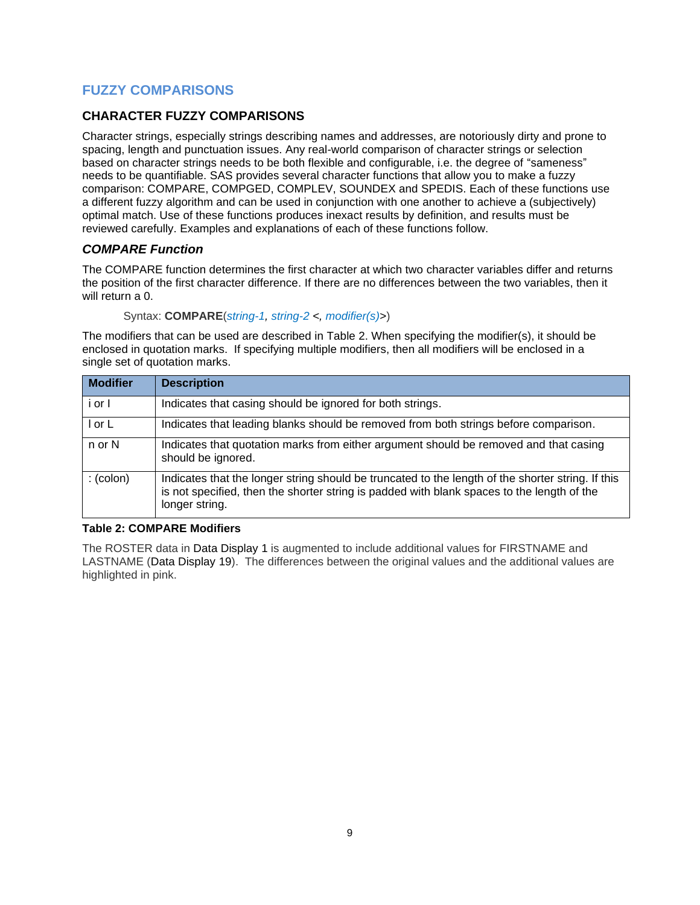# FUZZY COMPARISONS

## CHARACTER FUZZY COMPARISONS

Character strings, especially strings describing names and addresses, are notoriously dirty and prone to spacing, length and punctuation issues. Any real-world comparison of character strings or selection based on character strings needs to be both flexible and configurable, i.e. the degree of "sameness" needs to be quantifiable. SAS provides several character functions that allow you to make a fuzzy comparison: COMPARE, COMPGED, COMPLEV, SOUNDEX and SPEDIS. Each of these functions use a different fuzzy algorithm and can be used in conjunction with one another to achieve a (subjectively) optimal match. Use of these functions produces inexact results by definition, and results must be reviewed carefully. Examples and explanations of each of these functions follow.

### *COMPARE Function*

The COMPARE function determines the first character at which two character variables differ and returns the position of the first character difference. If there are no differences between the two variables, then it will return a 0.

> Syntax: **COMPARE**(*string-1, string-2* <, *modifier(s)*>)

The modifiers that can be used are described in Table 2. When specifying the modifier(s), it should be enclosed in quotation marks. If specifying multiple modifiers, then all modifiers will be enclosed in a single set of quotation marks.

| Modifier | Description |
|---|---|
| i or I | Indicates that casing should be ignored for both strings. |
| l or L | Indicates that leading blanks should be removed from both strings before comparison. |
| n or N | Indicates that quotation marks from either argument should be removed and that casing should be ignored. |
| : (colon) | Indicates that the longer string should be truncated to the length of the shorter string. If this is not specified, then the shorter string is padded with blank spaces to the length of the longer string. |

**Table 2: COMPARE Modifiers**

The ROSTER data in Data Display 1 is augmented to include additional values for FIRSTNAME and LASTNAME (Data Display 19). The differences between the original values and the additional values are highlighted in pink.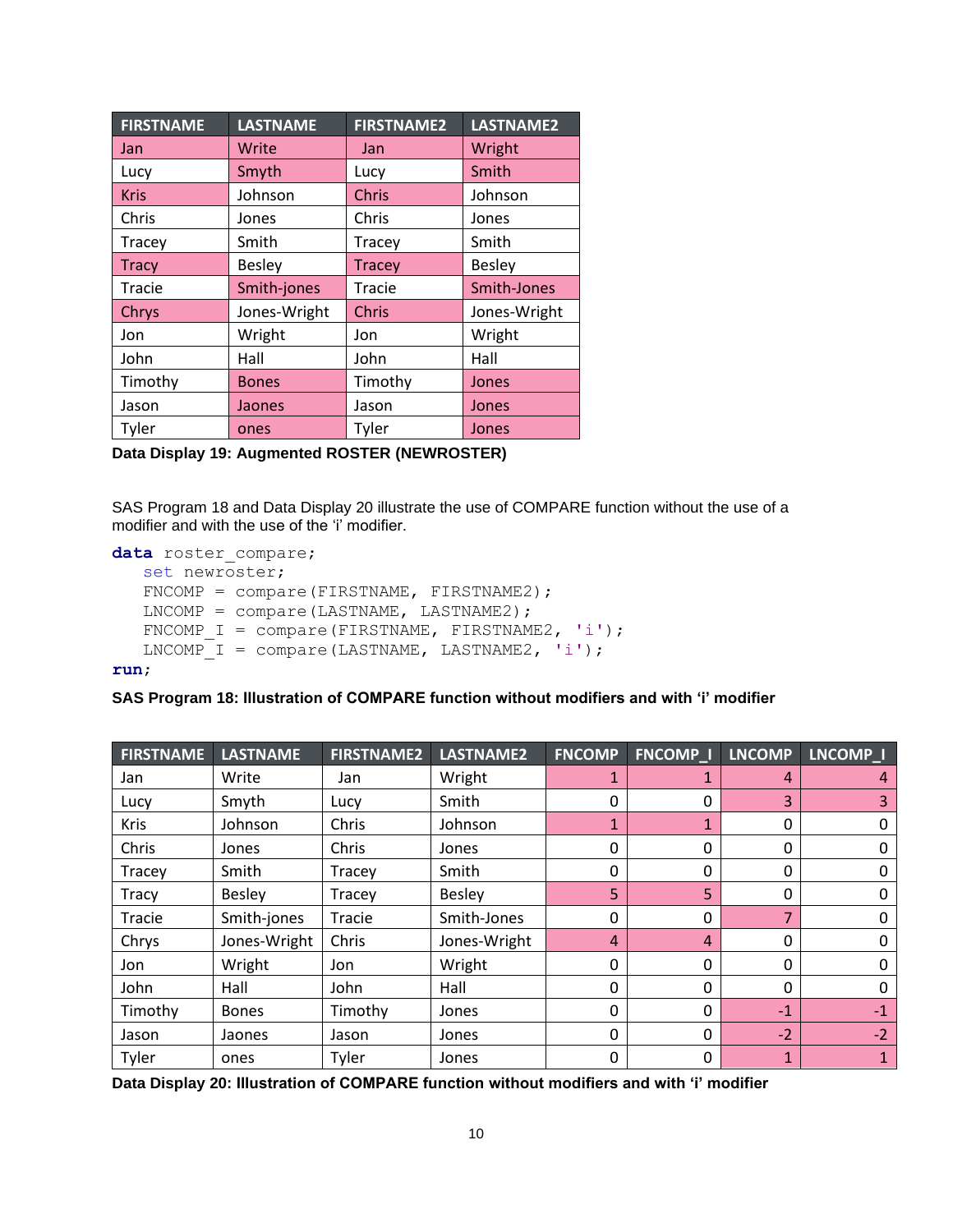| FIRSTNAME | LASTNAME | FIRSTNAME2 | LASTNAME2 |
|---|---|---|---|
| Jan | Write | Jan | Wright |
| Lucy | Smyth | Lucy | Smith |
| Kris | Johnson | Chris | Johnson |
| Chris | Jones | Chris | Jones |
| Tracey | Smith | Tracey | Smith |
| Tracy | Besley | Tracey | Besley |
| Tracie | Smith-jones | Tracie | Smith-Jones |
| Chrys | Jones-Wright | Chris | Jones-Wright |
| Jon | Wright | Jon | Wright |
| John | Hall | John | Hall |
| Timothy | Bones | Timothy | Jones |
| Jason | Jaones | Jason | Jones |
| Tyler | ones | Tyler | Jones |

**Data Display 19: Augmented ROSTER (NEWROSTER)**

SAS Program 18 and Data Display 20 illustrate the use of COMPARE function without the use of a modifier and with the use of the 'i' modifier.

```
data roster_compare;
   set newroster;
   FNCOMP  = compare(FIRSTNAME, FIRSTNAME2);
   LNCOMP  = compare(LASTNAME, LASTNAME2);
   FNCOMP_I  = compare(FIRSTNAME, FIRSTNAME2, 'i');
   LNCOMP_I  = compare(LASTNAME, LASTNAME2, 'i');
run;
```

**SAS Program 18: Illustration of COMPARE function without modifiers and with 'i' modifier**

| FIRSTNAME | LASTNAME | FIRSTNAME2 | LASTNAME2 | FNCOMP | FNCOMP_I | LNCOMP | LNCOMP_I |
|---|---|---|---|---|---|---|---|
| Jan | Write | Jan | Wright | 1 | 1 | 4 | 4 |
| Lucy | Smyth | Lucy | Smith | 0 | 0 | 3 | 3 |
| Kris | Johnson | Chris | Johnson | 1 | 1 | 0 | 0 |
| Chris | Jones | Chris | Jones | 0 | 0 | 0 | 0 |
| Tracey | Smith | Tracey | Smith | 0 | 0 | 0 | 0 |
| Tracy | Besley | Tracey | Besley | 5 | 5 | 0 | 0 |
| Tracie | Smith-jones | Tracie | Smith-Jones | 0 | 0 | 7 | 0 |
| Chrys | Jones-Wright | Chris | Jones-Wright | 4 | 4 | 0 | 0 |
| Jon | Wright | Jon | Wright | 0 | 0 | 0 | 0 |
| John | Hall | John | Hall | 0 | 0 | 0 | 0 |
| Timothy | Bones | Timothy | Jones | 0 | 0 | -1 | -1 |
| Jason | Jaones | Jason | Jones | 0 | 0 | -2 | -2 |
| Tyler | ones | Tyler | Jones | 0 | 0 | 1 | 1 |

**Data Display 20: Illustration of COMPARE function without modifiers and with 'i' modifier**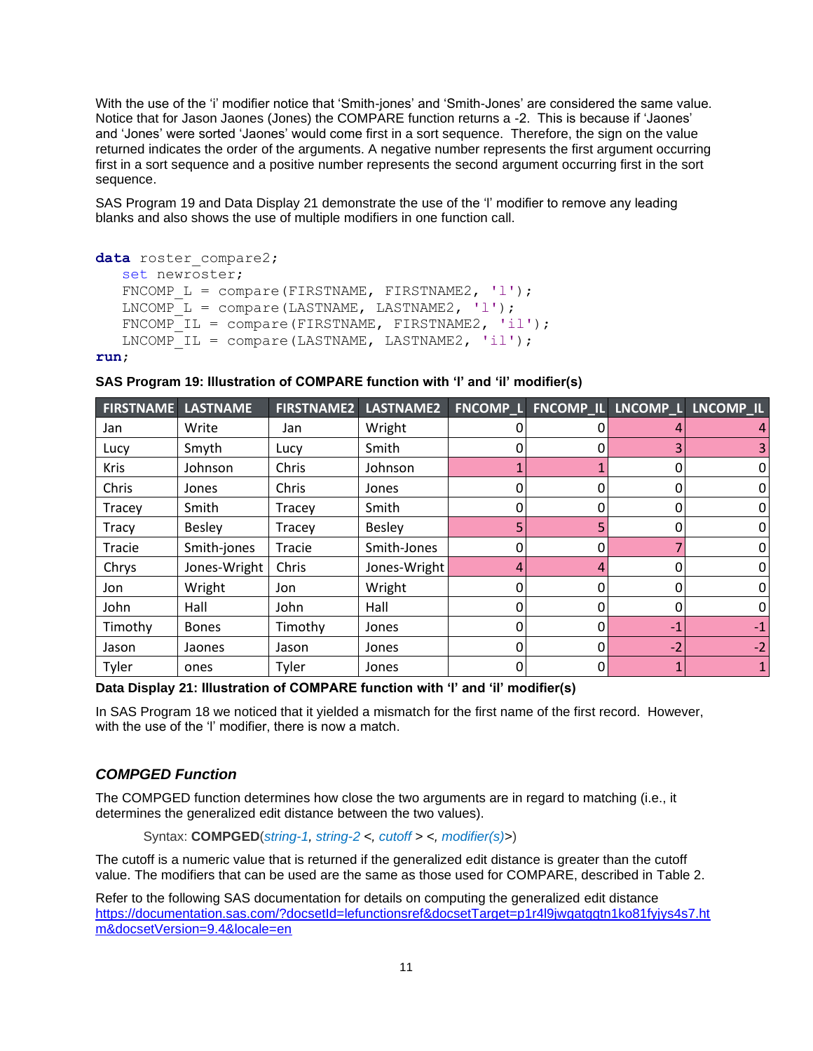With the use of the 'i' modifier notice that 'Smith-jones' and 'Smith-Jones' are considered the same value. Notice that for Jason Jaones (Jones) the COMPARE function returns a -2. This is because if 'Jaones' and 'Jones' were sorted 'Jaones' would come first in a sort sequence. Therefore, the sign on the value returned indicates the order of the arguments. A negative number represents the first argument occurring first in a sort sequence and a positive number represents the second argument occurring first in the sort sequence.

SAS Program 19 and Data Display 21 demonstrate the use of the 'l' modifier to remove any leading blanks and also shows the use of multiple modifiers in one function call.

```
data roster_compare2;
   set newroster;
   FNCOMP_L = compare(FIRSTNAME, FIRSTNAME2, 'l');
   LNCOMP_L = compare(LASTNAME, LASTNAME2, 'l');
   FNCOMP_IL = compare(FIRSTNAME, FIRSTNAME2, 'il');
   LNCOMP_IL = compare(LASTNAME, LASTNAME2, 'il');
run;
```

**SAS Program 19: Illustration of COMPARE function with 'l' and 'il' modifier(s)**

| FIRSTNAME | LASTNAME | FIRSTNAME2 | LASTNAME2 | FNCOMP_L | FNCOMP_IL | LNCOMP_L | LNCOMP_IL |
|---|---|---|---|---|---|---|---|
| Jan | Write | Jan | Wright | 0 | 0 | 4 | 4 |
| Lucy | Smyth | Lucy | Smith | 0 | 0 | 3 | 3 |
| Kris | Johnson | Chris | Johnson | 1 | 1 | 0 | 0 |
| Chris | Jones | Chris | Jones | 0 | 0 | 0 | 0 |
| Tracey | Smith | Tracey | Smith | 0 | 0 | 0 | 0 |
| Tracy | Besley | Tracey | Besley | 5 | 5 | 0 | 0 |
| Tracie | Smith-jones | Tracie | Smith-Jones | 0 | 0 | 7 | 0 |
| Chrys | Jones-Wright | Chris | Jones-Wright | 4 | 4 | 0 | 0 |
| Jon | Wright | Jon | Wright | 0 | 0 | 0 | 0 |
| John | Hall | John | Hall | 0 | 0 | 0 | 0 |
| Timothy | Bones | Timothy | Jones | 0 | 0 | -1 | -1 |
| Jason | Jaones | Jason | Jones | 0 | 0 | -2 | -2 |
| Tyler | ones | Tyler | Jones | 0 | 0 | 1 | 1 |

**Data Display 21: Illustration of COMPARE function with 'l' and 'il' modifier(s)**

In SAS Program 18 we noticed that it yielded a mismatch for the first name of the first record. However, with the use of the 'l' modifier, there is now a match.

### *COMPGED Function*

The COMPGED function determines how close the two arguments are in regard to matching (i.e., it determines the generalized edit distance between the two values).

Syntax: **COMPGED**(*string-1*, *string-2* <, *cutoff* > <, *modifier(s)*>)

The cutoff is a numeric value that is returned if the generalized edit distance is greater than the cutoff value. The modifiers that can be used are the same as those used for COMPARE, described in Table 2.

Refer to the following SAS documentation for details on computing the generalized edit distance https://documentation.sas.com/?docsetId=lefunctionsref&docsetTarget=p1r4l9jwgatggtn1ko81fyjys4s7.htm&docsetVersion=9.4&locale=en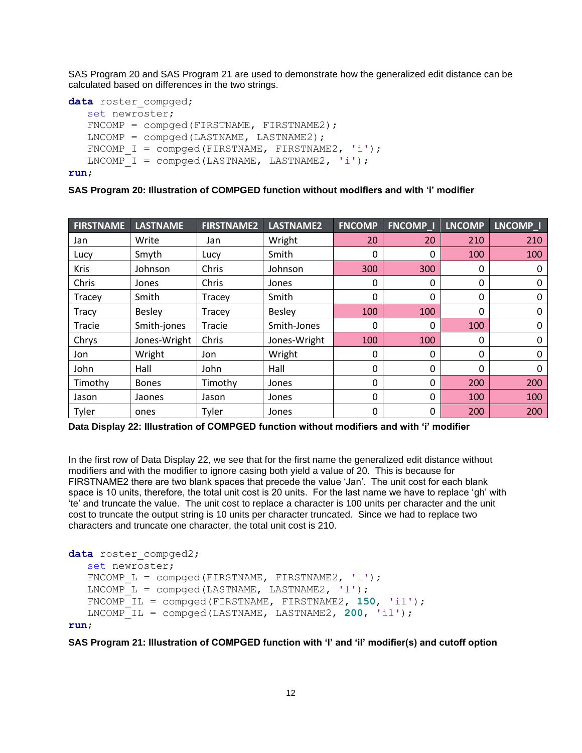SAS Program 20 and SAS Program 21 are used to demonstrate how the generalized edit distance can be calculated based on differences in the two strings.

```
data roster_compged;
   set newroster;
   FNCOMP = compged(FIRSTNAME, FIRSTNAME2);
   LNCOMP = compged(LASTNAME, LASTNAME2);
   FNCOMP_I = compged(FIRSTNAME, FIRSTNAME2, 'i');
   LNCOMP_I = compged(LASTNAME, LASTNAME2, 'i');
run;
```

**SAS Program 20: Illustration of COMPGED function without modifiers and with 'i' modifier**

| FIRSTNAME | LASTNAME | FIRSTNAME2 | LASTNAME2 | FNCOMP | FNCOMP_I | LNCOMP | LNCOMP_I |
|---|---|---|---|---|---|---|---|
| Jan | Write | Jan | Wright | 20 | 20 | 210 | 210 |
| Lucy | Smyth | Lucy | Smith | 0 | 0 | 100 | 100 |
| Kris | Johnson | Chris | Johnson | 300 | 300 | 0 | 0 |
| Chris | Jones | Chris | Jones | 0 | 0 | 0 | 0 |
| Tracey | Smith | Tracey | Smith | 0 | 0 | 0 | 0 |
| Tracy | Besley | Tracey | Besley | 100 | 100 | 0 | 0 |
| Tracie | Smith-jones | Tracie | Smith-Jones | 0 | 0 | 100 | 0 |
| Chrys | Jones-Wright | Chris | Jones-Wright | 100 | 100 | 0 | 0 |
| Jon | Wright | Jon | Wright | 0 | 0 | 0 | 0 |
| John | Hall | John | Hall | 0 | 0 | 0 | 0 |
| Timothy | Bones | Timothy | Jones | 0 | 0 | 200 | 200 |
| Jason | Jaones | Jason | Jones | 0 | 0 | 100 | 100 |
| Tyler | ones | Tyler | Jones | 0 | 0 | 200 | 200 |

**Data Display 22: Illustration of COMPGED function without modifiers and with 'i' modifier**

In the first row of Data Display 22, we see that for the first name the generalized edit distance without modifiers and with the modifier to ignore casing both yield a value of 20. This is because for FIRSTNAME2 there are two blank spaces that precede the value 'Jan'. The unit cost for each blank space is 10 units, therefore, the total unit cost is 20 units. For the last name we have to replace 'gh' with 'te' and truncate the value. The unit cost to replace a character is 100 units per character and the unit cost to truncate the output string is 10 units per character truncated. Since we had to replace two characters and truncate one character, the total unit cost is 210.

```
data roster_compged2;
   set newroster;
   FNCOMP_L = compged(FIRSTNAME, FIRSTNAME2, 'l');
   LNCOMP_L = compged(LASTNAME, LASTNAME2, 'l');
   FNCOMP_IL = compged(FIRSTNAME, FIRSTNAME2, 150, 'il');
   LNCOMP_IL = compged(LASTNAME, LASTNAME2, 200, 'il');
run;
```

**SAS Program 21: Illustration of COMPGED function with 'l' and 'il' modifier(s) and cutoff option**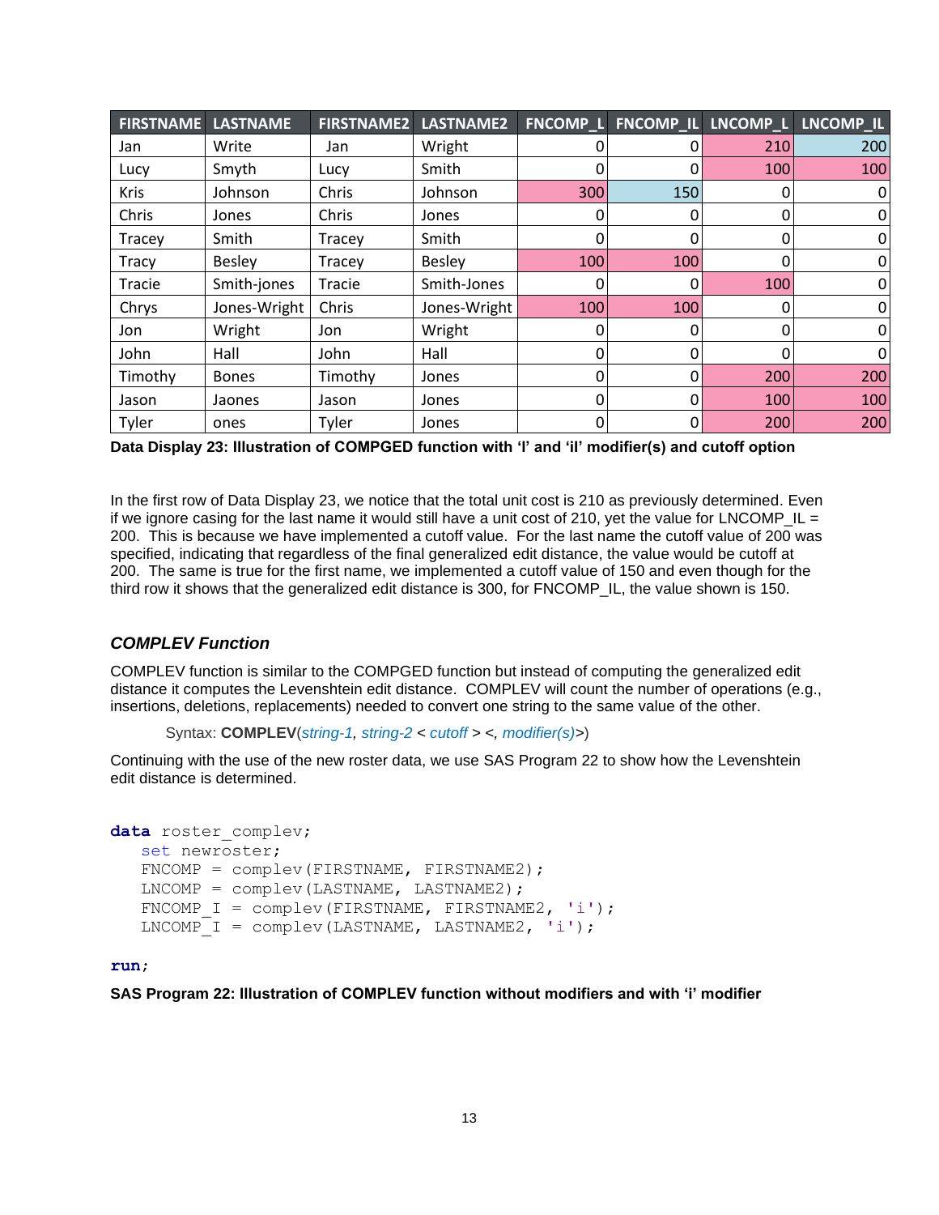| FIRSTNAME | LASTNAME | FIRSTNAME2 | LASTNAME2 | FNCOMP_L | FNCOMP_IL | LNCOMP_L | LNCOMP_IL |
|---|---|---|---|---|---|---|---|
| Jan | Write | Jan | Wright | 0 | 0 | 210 | 200 |
| Lucy | Smyth | Lucy | Smith | 0 | 0 | 100 | 100 |
| Kris | Johnson | Chris | Johnson | 300 | 150 | 0 | 0 |
| Chris | Jones | Chris | Jones | 0 | 0 | 0 | 0 |
| Tracey | Smith | Tracey | Smith | 0 | 0 | 0 | 0 |
| Tracy | Besley | Tracey | Besley | 100 | 100 | 0 | 0 |
| Tracie | Smith-jones | Tracie | Smith-Jones | 0 | 0 | 100 | 0 |
| Chrys | Jones-Wright | Chris | Jones-Wright | 100 | 100 | 0 | 0 |
| Jon | Wright | Jon | Wright | 0 | 0 | 0 | 0 |
| John | Hall | John | Hall | 0 | 0 | 0 | 0 |
| Timothy | Bones | Timothy | Jones | 0 | 0 | 200 | 200 |
| Jason | Jaones | Jason | Jones | 0 | 0 | 100 | 100 |
| Tyler | ones | Tyler | Jones | 0 | 0 | 200 | 200 |

**Data Display 23: Illustration of COMPGED function with 'I' and 'il' modifier(s) and cutoff option**

In the first row of Data Display 23, we notice that the total unit cost is 210 as previously determined. Even if we ignore casing for the last name it would still have a unit cost of 210, yet the value for LNCOMP_IL = 200. This is because we have implemented a cutoff value. For the last name the cutoff value of 200 was specified, indicating that regardless of the final generalized edit distance, the value would be cutoff at 200. The same is true for the first name, we implemented a cutoff value of 150 and even though for the third row it shows that the generalized edit distance is 300, for FNCOMP_IL, the value shown is 150.

### *COMPLEV Function*

COMPLEV function is similar to the COMPGED function but instead of computing the generalized edit distance it computes the Levenshtein edit distance. COMPLEV will count the number of operations (e.g., insertions, deletions, replacements) needed to convert one string to the same value of the other.

Syntax: **COMPLEV**(*string-1, string-2* < *cutoff* > <, *modifier(s)*>)

Continuing with the use of the new roster data, we use SAS Program 22 to show how the Levenshtein edit distance is determined.

```
data roster_complev;
   set newroster;
   FNCOMP = complev(FIRSTNAME, FIRSTNAME2);
   LNCOMP = complev(LASTNAME, LASTNAME2);
   FNCOMP_I = complev(FIRSTNAME, FIRSTNAME2, 'i');
   LNCOMP_I = complev(LASTNAME, LASTNAME2, 'i');

run;
```

**SAS Program 22: Illustration of COMPLEV function without modifiers and with 'i' modifier**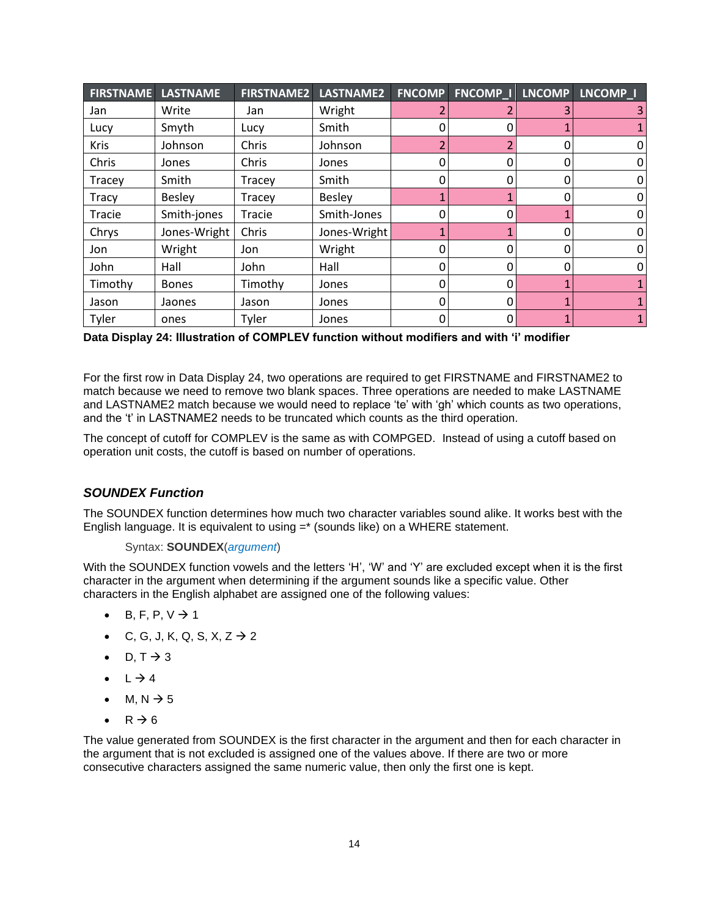| FIRSTNAME | LASTNAME | FIRSTNAME2 | LASTNAME2 | FNCOMP | FNCOMP_I | LNCOMP | LNCOMP_I |
|---|---|---|---|---|---|---|---|
| Jan | Write | Jan | Wright | 2 | 2 | 3 | 3 |
| Lucy | Smyth | Lucy | Smith | 0 | 0 | 1 | 1 |
| Kris | Johnson | Chris | Johnson | 2 | 2 | 0 | 0 |
| Chris | Jones | Chris | Jones | 0 | 0 | 0 | 0 |
| Tracey | Smith | Tracey | Smith | 0 | 0 | 0 | 0 |
| Tracy | Besley | Tracey | Besley | 1 | 1 | 0 | 0 |
| Tracie | Smith-jones | Tracie | Smith-Jones | 0 | 0 | 1 | 0 |
| Chrys | Jones-Wright | Chris | Jones-Wright | 1 | 1 | 0 | 0 |
| Jon | Wright | Jon | Wright | 0 | 0 | 0 | 0 |
| John | Hall | John | Hall | 0 | 0 | 0 | 0 |
| Timothy | Bones | Timothy | Jones | 0 | 0 | 1 | 1 |
| Jason | Jaones | Jason | Jones | 0 | 0 | 1 | 1 |
| Tyler | ones | Tyler | Jones | 0 | 0 | 1 | 1 |

**Data Display 24: Illustration of COMPLEV function without modifiers and with 'i' modifier**

For the first row in Data Display 24, two operations are required to get FIRSTNAME and FIRSTNAME2 to match because we need to remove two blank spaces. Three operations are needed to make LASTNAME and LASTNAME2 match because we would need to replace 'te' with 'gh' which counts as two operations, and the 't' in LASTNAME2 needs to be truncated which counts as the third operation.

The concept of cutoff for COMPLEV is the same as with COMPGED. Instead of using a cutoff based on operation unit costs, the cutoff is based on number of operations.

### *SOUNDEX Function*

The SOUNDEX function determines how much two character variables sound alike. It works best with the English language. It is equivalent to using =* (sounds like) on a WHERE statement.

Syntax: **SOUNDEX**(*argument*)

With the SOUNDEX function vowels and the letters 'H', 'W' and 'Y' are excluded except when it is the first character in the argument when determining if the argument sounds like a specific value. Other characters in the English alphabet are assigned one of the following values:

- B, F, P, V → 1
- C, G, J, K, Q, S, X, Z → 2
- D, T → 3
- L → 4
- M, N → 5
- R → 6

The value generated from SOUNDEX is the first character in the argument and then for each character in the argument that is not excluded is assigned one of the values above. If there are two or more consecutive characters assigned the same numeric value, then only the first one is kept.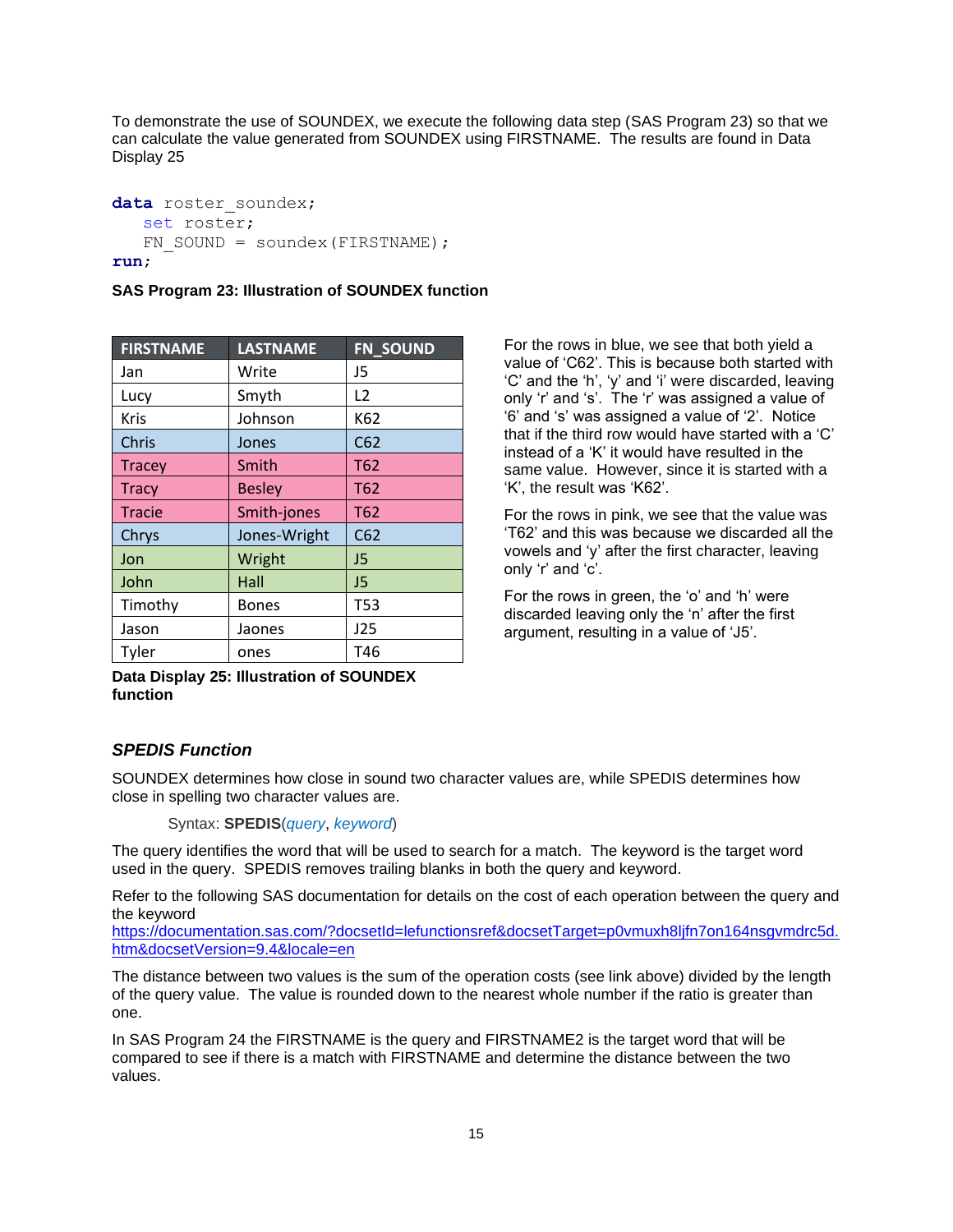To demonstrate the use of SOUNDEX, we execute the following data step (SAS Program 23) so that we can calculate the value generated from SOUNDEX using FIRSTNAME. The results are found in Data Display 25

```
data roster_soundex;
   set roster;
   FN_SOUND = soundex(FIRSTNAME);
run;
```

**SAS Program 23: Illustration of SOUNDEX function**

| FIRSTNAME | LASTNAME | FN_SOUND |
|---|---|---|
| Jan | Write | J5 |
| Lucy | Smyth | L2 |
| Kris | Johnson | K62 |
| Chris | Jones | C62 |
| Tracey | Smith | T62 |
| Tracy | Besley | T62 |
| Tracie | Smith-jones | T62 |
| Chrys | Jones-Wright | C62 |
| Jon | Wright | J5 |
| John | Hall | J5 |
| Timothy | Bones | T53 |
| Jason | Jaones | J25 |
| Tyler | ones | T46 |

**Data Display 25: Illustration of SOUNDEX function**

For the rows in blue, we see that both yield a value of 'C62'. This is because both started with 'C' and the 'h', 'y' and 'i' were discarded, leaving only 'r' and 's'. The 'r' was assigned a value of '6' and 's' was assigned a value of '2'. Notice that if the third row would have started with a 'C' instead of a 'K' it would have resulted in the same value. However, since it is started with a 'K', the result was 'K62'.

For the rows in pink, we see that the value was 'T62' and this was because we discarded all the vowels and 'y' after the first character, leaving only 'r' and 'c'.

For the rows in green, the 'o' and 'h' were discarded leaving only the 'n' after the first argument, resulting in a value of 'J5'.

### *SPEDIS Function*

SOUNDEX determines how close in sound two character values are, while SPEDIS determines how close in spelling two character values are.

Syntax: **SPEDIS**(*query*, *keyword*)

The query identifies the word that will be used to search for a match. The keyword is the target word used in the query. SPEDIS removes trailing blanks in both the query and keyword.

Refer to the following SAS documentation for details on the cost of each operation between the query and the keyword
https://documentation.sas.com/?docsetId=lefunctionsref&docsetTarget=p0vmuxh8ljfn7on164nsgvmdrc5d.htm&docsetVersion=9.4&locale=en

The distance between two values is the sum of the operation costs (see link above) divided by the length of the query value. The value is rounded down to the nearest whole number if the ratio is greater than one.

In SAS Program 24 the FIRSTNAME is the query and FIRSTNAME2 is the target word that will be compared to see if there is a match with FIRSTNAME and determine the distance between the two values.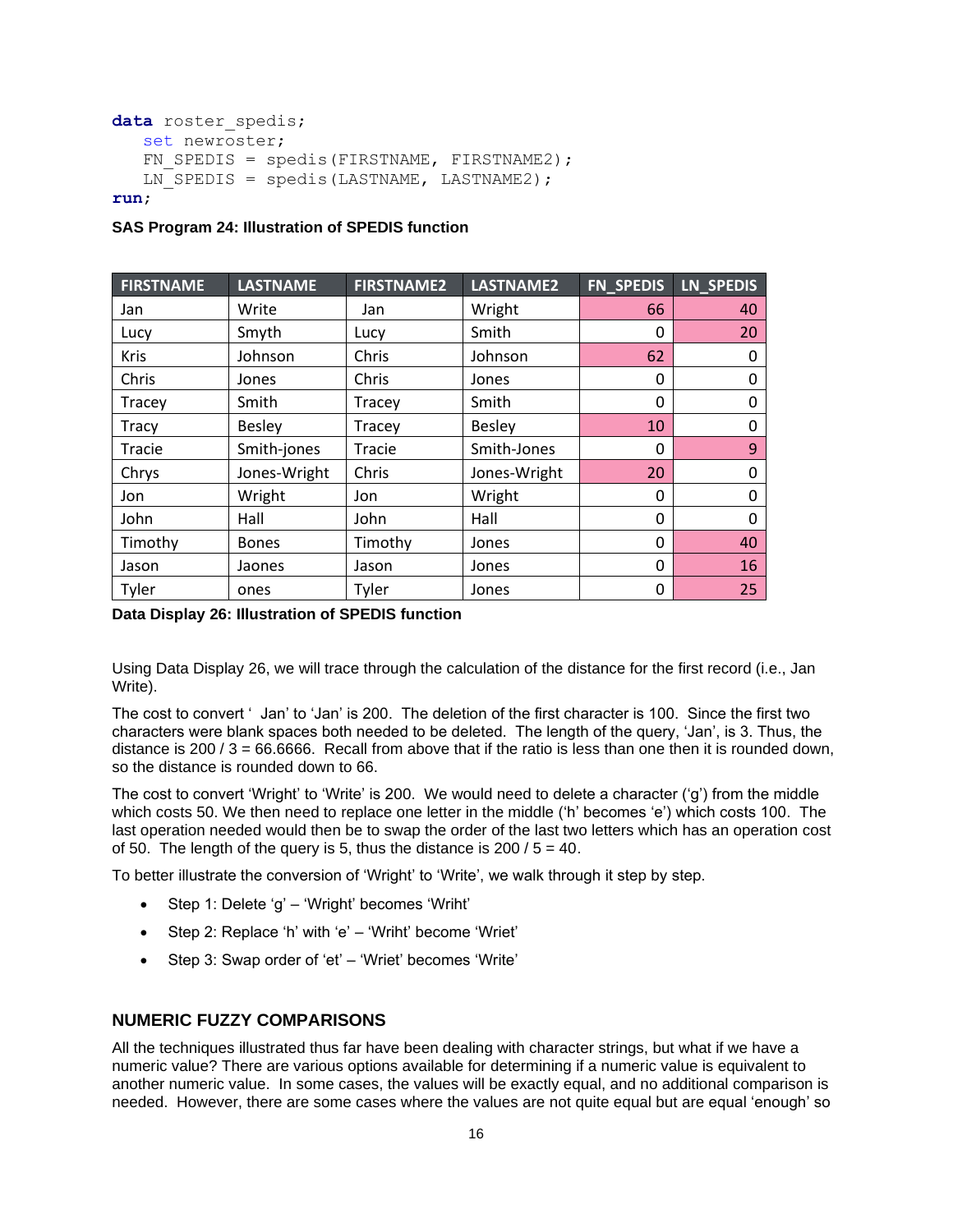```
data roster_spedis;
   set newroster;
   FN_SPEDIS = spedis(FIRSTNAME, FIRSTNAME2);
   LN_SPEDIS = spedis(LASTNAME, LASTNAME2);
run;
```

**SAS Program 24: Illustration of SPEDIS function**

| FIRSTNAME | LASTNAME | FIRSTNAME2 | LASTNAME2 | FN_SPEDIS | LN_SPEDIS |
|---|---|---|---|---|---|
| Jan | Write | Jan | Wright | 66 | 40 |
| Lucy | Smyth | Lucy | Smith | 0 | 20 |
| Kris | Johnson | Chris | Johnson | 62 | 0 |
| Chris | Jones | Chris | Jones | 0 | 0 |
| Tracey | Smith | Tracey | Smith | 0 | 0 |
| Tracy | Besley | Tracey | Besley | 10 | 0 |
| Tracie | Smith-jones | Tracie | Smith-Jones | 0 | 9 |
| Chrys | Jones-Wright | Chris | Jones-Wright | 20 | 0 |
| Jon | Wright | Jon | Wright | 0 | 0 |
| John | Hall | John | Hall | 0 | 0 |
| Timothy | Bones | Timothy | Jones | 0 | 40 |
| Jason | Jaones | Jason | Jones | 0 | 16 |
| Tyler | ones | Tyler | Jones | 0 | 25 |

**Data Display 26: Illustration of SPEDIS function**

Using Data Display 26, we will trace through the calculation of the distance for the first record (i.e., Jan Write).

The cost to convert ' Jan' to 'Jan' is 200. The deletion of the first character is 100. Since the first two characters were blank spaces both needed to be deleted. The length of the query, 'Jan', is 3. Thus, the distance is 200 / 3 = 66.6666. Recall from above that if the ratio is less than one then it is rounded down, so the distance is rounded down to 66.

The cost to convert 'Wright' to 'Write' is 200. We would need to delete a character ('g') from the middle which costs 50. We then need to replace one letter in the middle ('h' becomes 'e') which costs 100. The last operation needed would then be to swap the order of the last two letters which has an operation cost of 50. The length of the query is 5, thus the distance is 200 / 5 = 40.

To better illustrate the conversion of 'Wright' to 'Write', we walk through it step by step.

- Step 1: Delete 'g' – 'Wright' becomes 'Wriht'
- Step 2: Replace 'h' with 'e' – 'Wriht' become 'Wriet'
- Step 3: Swap order of 'et' – 'Wriet' becomes 'Write'

## NUMERIC FUZZY COMPARISONS

All the techniques illustrated thus far have been dealing with character strings, but what if we have a numeric value? There are various options available for determining if a numeric value is equivalent to another numeric value. In some cases, the values will be exactly equal, and no additional comparison is needed. However, there are some cases where the values are not quite equal but are equal 'enough' so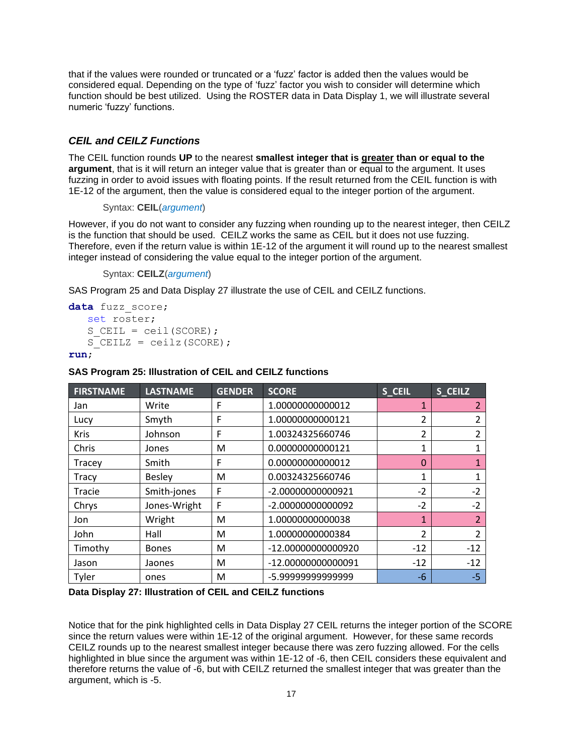that if the values were rounded or truncated or a 'fuzz' factor is added then the values would be considered equal. Depending on the type of 'fuzz' factor you wish to consider will determine which function should be best utilized. Using the ROSTER data in Data Display 1, we will illustrate several numeric 'fuzzy' functions.

### *CEIL and CEILZ Functions*

The CEIL function rounds **UP** to the nearest **smallest integer that is <u>greater</u> than or equal to the argument**, that is it will return an integer value that is greater than or equal to the argument. It uses fuzzing in order to avoid issues with floating points. If the result returned from the CEIL function is with 1E-12 of the argument, then the value is considered equal to the integer portion of the argument.

Syntax: **CEIL**(*argument*)

However, if you do not want to consider any fuzzing when rounding up to the nearest integer, then CEILZ is the function that should be used. CEILZ works the same as CEIL but it does not use fuzzing. Therefore, even if the return value is within 1E-12 of the argument it will round up to the nearest smallest integer instead of considering the value equal to the integer portion of the argument.

Syntax: **CEILZ**(*argument*)

SAS Program 25 and Data Display 27 illustrate the use of CEIL and CEILZ functions.

```
data fuzz_score;
   set roster;
   S_CEIL = ceil(SCORE);
   S_CEILZ = ceilz(SCORE);
run;
```

**SAS Program 25: Illustration of CEIL and CEILZ functions**

| FIRSTNAME | LASTNAME | GENDER | SCORE | S_CEIL | S_CEILZ |
|---|---|---|---|---|---|
| Jan | Write | F | 1.00000000000012 | 1 | 2 |
| Lucy | Smyth | F | 1.00000000000121 | 2 | 2 |
| Kris | Johnson | F | 1.00324325660746 | 2 | 2 |
| Chris | Jones | M | 0.00000000000121 | 1 | 1 |
| Tracey | Smith | F | 0.00000000000012 | 0 | 1 |
| Tracy | Besley | M | 0.00324325660746 | 1 | 1 |
| Tracie | Smith-jones | F | -2.00000000000921 | -2 | -2 |
| Chrys | Jones-Wright | F | -2.00000000000092 | -2 | -2 |
| Jon | Wright | M | 1.00000000000038 | 1 | 2 |
| John | Hall | M | 1.00000000000384 | 2 | 2 |
| Timothy | Bones | M | -12.00000000000920 | -12 | -12 |
| Jason | Jaones | M | -12.00000000000091 | -12 | -12 |
| Tyler | ones | M | -5.99999999999999 | -6 | -5 |

**Data Display 27: Illustration of CEIL and CEILZ functions**

Notice that for the pink highlighted cells in Data Display 27 CEIL returns the integer portion of the SCORE since the return values were within 1E-12 of the original argument. However, for these same records CEILZ rounds up to the nearest smallest integer because there was zero fuzzing allowed. For the cells highlighted in blue since the argument was within 1E-12 of -6, then CEIL considers these equivalent and therefore returns the value of -6, but with CEILZ returned the smallest integer that was greater than the argument, which is -5.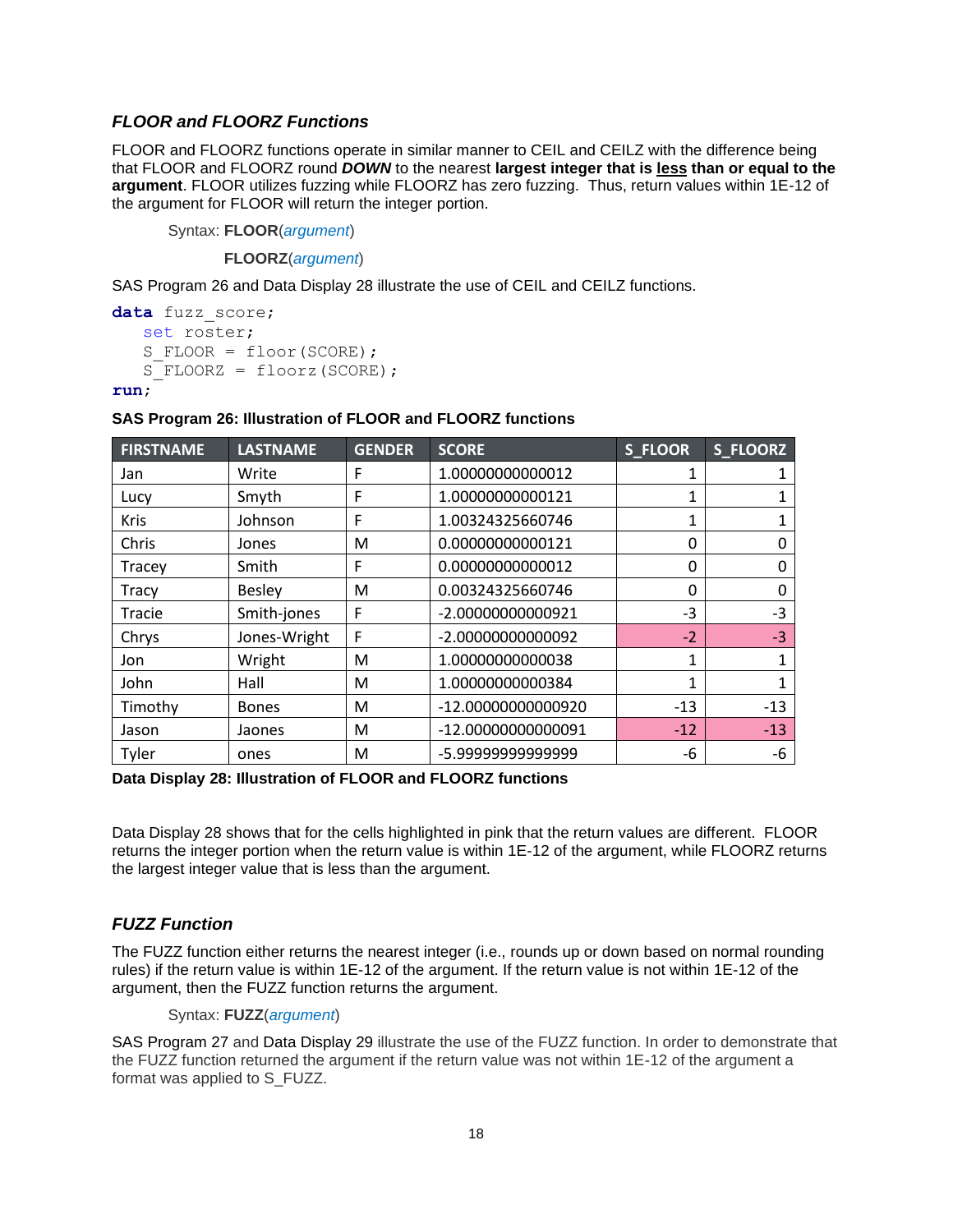### *FLOOR and FLOORZ Functions*

FLOOR and FLOORZ functions operate in similar manner to CEIL and CEILZ with the difference being that FLOOR and FLOORZ round ***DOWN*** to the nearest **largest integer that is <u>less</u> than or equal to the argument**. FLOOR utilizes fuzzing while FLOORZ has zero fuzzing. Thus, return values within 1E-12 of the argument for FLOOR will return the integer portion.

Syntax: **FLOOR**(*argument*)

**FLOORZ**(*argument*)

SAS Program 26 and Data Display 28 illustrate the use of CEIL and CEILZ functions.

```
data fuzz_score;
   set roster;
   S_FLOOR = floor(SCORE);
   S_FLOORZ = floorz(SCORE);
run;
```

**SAS Program 26: Illustration of FLOOR and FLOORZ functions**

| FIRSTNAME | LASTNAME | GENDER | SCORE | S_FLOOR | S_FLOORZ |
|---|---|---|---|---|---|
| Jan | Write | F | 1.00000000000012 | 1 | 1 |
| Lucy | Smyth | F | 1.00000000000121 | 1 | 1 |
| Kris | Johnson | F | 1.00324325660746 | 1 | 1 |
| Chris | Jones | M | 0.00000000000121 | 0 | 0 |
| Tracey | Smith | F | 0.00000000000012 | 0 | 0 |
| Tracy | Besley | M | 0.00324325660746 | 0 | 0 |
| Tracie | Smith-jones | F | -2.00000000000921 | -3 | -3 |
| Chrys | Jones-Wright | F | -2.00000000000092 | -2 | -3 |
| Jon | Wright | M | 1.00000000000038 | 1 | 1 |
| John | Hall | M | 1.00000000000384 | 1 | 1 |
| Timothy | Bones | M | -12.00000000000920 | -13 | -13 |
| Jason | Jaones | M | -12.00000000000091 | -12 | -13 |
| Tyler | ones | M | -5.99999999999999 | -6 | -6 |

**Data Display 28: Illustration of FLOOR and FLOORZ functions**

Data Display 28 shows that for the cells highlighted in pink that the return values are different. FLOOR returns the integer portion when the return value is within 1E-12 of the argument, while FLOORZ returns the largest integer value that is less than the argument.

### *FUZZ Function*

The FUZZ function either returns the nearest integer (i.e., rounds up or down based on normal rounding rules) if the return value is within 1E-12 of the argument. If the return value is not within 1E-12 of the argument, then the FUZZ function returns the argument.

Syntax: **FUZZ**(*argument*)

SAS Program 27 and Data Display 29 illustrate the use of the FUZZ function. In order to demonstrate that the FUZZ function returned the argument if the return value was not within 1E-12 of the argument a format was applied to S_FUZZ.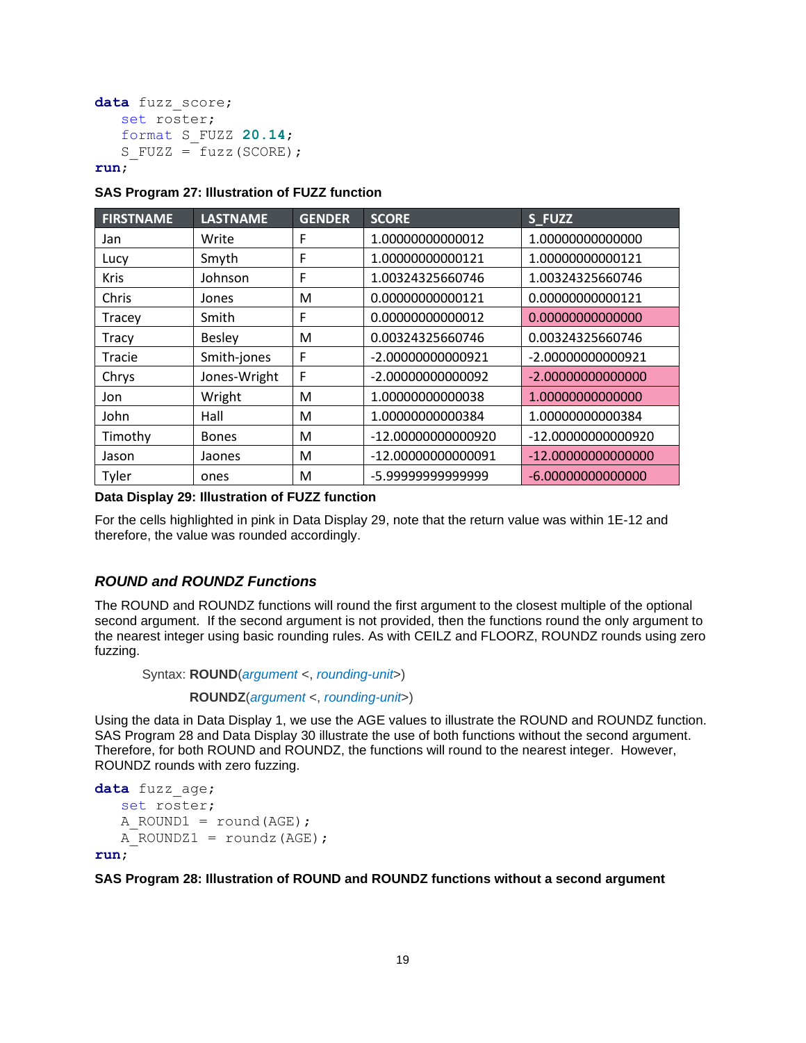```
data fuzz_score;
   set roster;
   format S_FUZZ 20.14;
   S_FUZZ = fuzz(SCORE);
run;
```

**SAS Program 27: Illustration of FUZZ function**

| FIRSTNAME | LASTNAME | GENDER | SCORE | S_FUZZ |
|---|---|---|---|---|
| Jan | Write | F | 1.00000000000012 | 1.00000000000000 |
| Lucy | Smyth | F | 1.00000000000121 | 1.00000000000121 |
| Kris | Johnson | F | 1.00324325660746 | 1.00324325660746 |
| Chris | Jones | M | 0.00000000000121 | 0.00000000000121 |
| Tracey | Smith | F | 0.00000000000012 | 0.00000000000000 |
| Tracy | Besley | M | 0.00324325660746 | 0.00324325660746 |
| Tracie | Smith-jones | F | -2.00000000000921 | -2.00000000000921 |
| Chrys | Jones-Wright | F | -2.00000000000092 | -2.00000000000000 |
| Jon | Wright | M | 1.00000000000038 | 1.00000000000000 |
| John | Hall | M | 1.00000000000384 | 1.00000000000384 |
| Timothy | Bones | M | -12.00000000000920 | -12.00000000000920 |
| Jason | Jaones | M | -12.00000000000091 | -12.00000000000000 |
| Tyler | ones | M | -5.99999999999999 | -6.00000000000000 |

**Data Display 29: Illustration of FUZZ function**

For the cells highlighted in pink in Data Display 29, note that the return value was within 1E-12 and therefore, the value was rounded accordingly.

### *ROUND and ROUNDZ Functions*

The ROUND and ROUNDZ functions will round the first argument to the closest multiple of the optional second argument. If the second argument is not provided, then the functions round the only argument to the nearest integer using basic rounding rules. As with CEILZ and FLOORZ, ROUNDZ rounds using zero fuzzing.

Syntax: **ROUND**(*argument* <, *rounding-unit*>)

**ROUNDZ**(*argument* <, *rounding-unit*>)

Using the data in Data Display 1, we use the AGE values to illustrate the ROUND and ROUNDZ function. SAS Program 28 and Data Display 30 illustrate the use of both functions without the second argument. Therefore, for both ROUND and ROUNDZ, the functions will round to the nearest integer. However, ROUNDZ rounds with zero fuzzing.

```
data fuzz_age;
   set roster;
   A_ROUND1 = round(AGE);
   A_ROUNDZ1 = roundz(AGE);
run;
```

**SAS Program 28: Illustration of ROUND and ROUNDZ functions without a second argument**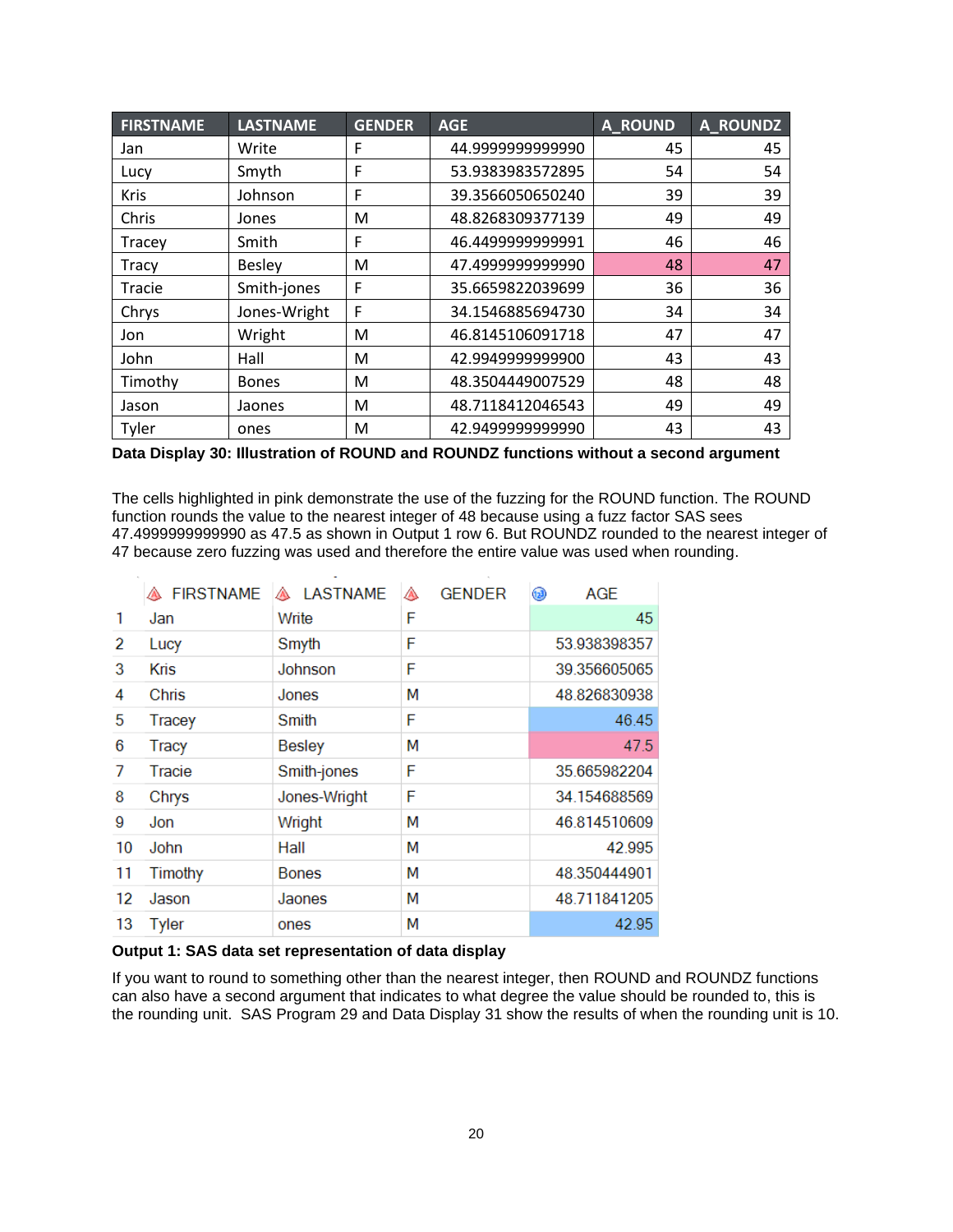| FIRSTNAME | LASTNAME | GENDER | AGE | A_ROUND | A_ROUNDZ |
|---|---|---|---|---|---|
| Jan | Write | F | 44.9999999999990 | 45 | 45 |
| Lucy | Smyth | F | 53.9383983572895 | 54 | 54 |
| Kris | Johnson | F | 39.3566050650240 | 39 | 39 |
| Chris | Jones | M | 48.8268309377139 | 49 | 49 |
| Tracey | Smith | F | 46.4499999999991 | 46 | 46 |
| Tracy | Besley | M | 47.4999999999990 | 48 | 47 |
| Tracie | Smith-jones | F | 35.6659822039699 | 36 | 36 |
| Chrys | Jones-Wright | F | 34.1546885694730 | 34 | 34 |
| Jon | Wright | M | 46.8145106091718 | 47 | 47 |
| John | Hall | M | 42.9949999999900 | 43 | 43 |
| Timothy | Bones | M | 48.3504449007529 | 48 | 48 |
| Jason | Jaones | M | 48.7118412046543 | 49 | 49 |
| Tyler | ones | M | 42.9499999999990 | 43 | 43 |

**Data Display 30: Illustration of ROUND and ROUNDZ functions without a second argument**

The cells highlighted in pink demonstrate the use of the fuzzing for the ROUND function. The ROUND function rounds the value to the nearest integer of 48 because using a fuzz factor SAS sees 47.4999999999990 as 47.5 as shown in Output 1 row 6. But ROUNDZ rounded to the nearest integer of 47 because zero fuzzing was used and therefore the entire value was used when rounding.

| | FIRSTNAME | LASTNAME | GENDER | AGE |
|---|---|---|---|---|
| 1 | Jan | Write | F | 45 |
| 2 | Lucy | Smyth | F | 53.938398357 |
| 3 | Kris | Johnson | F | 39.356605065 |
| 4 | Chris | Jones | M | 48.826830938 |
| 5 | Tracey | Smith | F | 46.45 |
| 6 | Tracy | Besley | M | 47.5 |
| 7 | Tracie | Smith-jones | F | 35.665982204 |
| 8 | Chrys | Jones-Wright | F | 34.154688569 |
| 9 | Jon | Wright | M | 46.814510609 |
| 10 | John | Hall | M | 42.995 |
| 11 | Timothy | Bones | M | 48.350444901 |
| 12 | Jason | Jaones | M | 48.711841205 |
| 13 | Tyler | ones | M | 42.95 |

**Output 1: SAS data set representation of data display**

If you want to round to something other than the nearest integer, then ROUND and ROUNDZ functions can also have a second argument that indicates to what degree the value should be rounded to, this is the rounding unit. SAS Program 29 and Data Display 31 show the results of when the rounding unit is 10.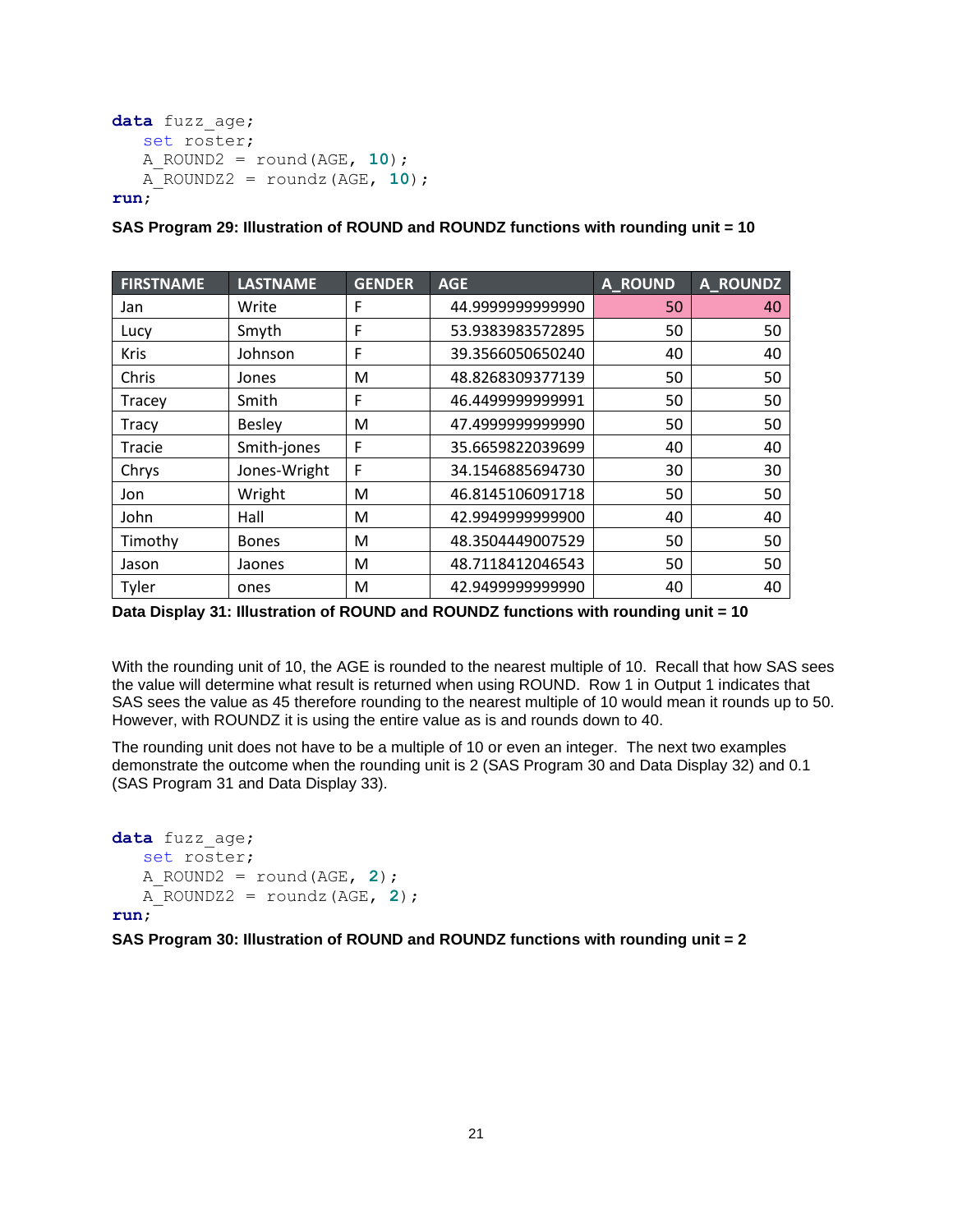```
data fuzz_age;
   set roster;
   A_ROUND2  = round(AGE, 10);
   A_ROUNDZ2  = roundz(AGE, 10);
run;
```

**SAS Program 29: Illustration of ROUND and ROUNDZ functions with rounding unit = 10**

| FIRSTNAME | LASTNAME | GENDER | AGE | A_ROUND | A_ROUNDZ |
|---|---|---|---|---|---|
| Jan | Write | F | 44.9999999999990 | 50 | 40 |
| Lucy | Smyth | F | 53.9383983572895 | 50 | 50 |
| Kris | Johnson | F | 39.3566050650240 | 40 | 40 |
| Chris | Jones | M | 48.8268309377139 | 50 | 50 |
| Tracey | Smith | F | 46.4499999999991 | 50 | 50 |
| Tracy | Besley | M | 47.4999999999990 | 50 | 50 |
| Tracie | Smith-jones | F | 35.6659822039699 | 40 | 40 |
| Chrys | Jones-Wright | F | 34.1546885694730 | 30 | 30 |
| Jon | Wright | M | 46.8145106091718 | 50 | 50 |
| John | Hall | M | 42.9949999999900 | 40 | 40 |
| Timothy | Bones | M | 48.3504449007529 | 50 | 50 |
| Jason | Jaones | M | 48.7118412046543 | 50 | 50 |
| Tyler | ones | M | 42.9499999999990 | 40 | 40 |

**Data Display 31: Illustration of ROUND and ROUNDZ functions with rounding unit = 10**

With the rounding unit of 10, the AGE is rounded to the nearest multiple of 10. Recall that how SAS sees the value will determine what result is returned when using ROUND. Row 1 in Output 1 indicates that SAS sees the value as 45 therefore rounding to the nearest multiple of 10 would mean it rounds up to 50. However, with ROUNDZ it is using the entire value as is and rounds down to 40.

The rounding unit does not have to be a multiple of 10 or even an integer. The next two examples demonstrate the outcome when the rounding unit is 2 (SAS Program 30 and Data Display 32) and 0.1 (SAS Program 31 and Data Display 33).

```
data fuzz_age;
   set roster;
   A_ROUND2  = round(AGE, 2);
   A_ROUNDZ2  = roundz(AGE, 2);
run;
```

**SAS Program 30: Illustration of ROUND and ROUNDZ functions with rounding unit = 2**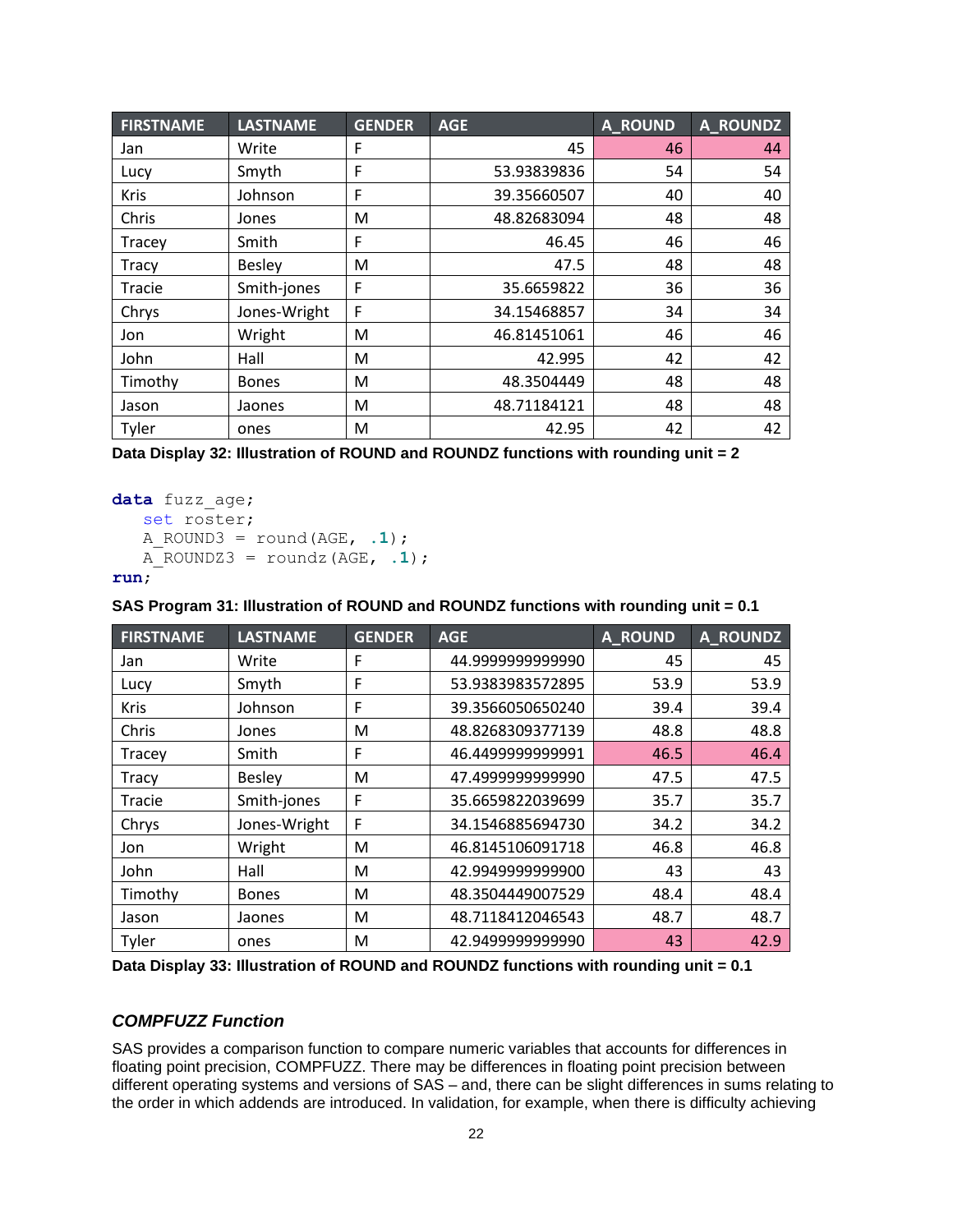| FIRSTNAME | LASTNAME | GENDER | AGE | A_ROUND | A_ROUNDZ |
|---|---|---|---|---|---|
| Jan | Write | F | 45 | 46 | 44 |
| Lucy | Smyth | F | 53.93839836 | 54 | 54 |
| Kris | Johnson | F | 39.35660507 | 40 | 40 |
| Chris | Jones | M | 48.82683094 | 48 | 48 |
| Tracey | Smith | F | 46.45 | 46 | 46 |
| Tracy | Besley | M | 47.5 | 48 | 48 |
| Tracie | Smith-jones | F | 35.6659822 | 36 | 36 |
| Chrys | Jones-Wright | F | 34.15468857 | 34 | 34 |
| Jon | Wright | M | 46.81451061 | 46 | 46 |
| John | Hall | M | 42.995 | 42 | 42 |
| Timothy | Bones | M | 48.3504449 | 48 | 48 |
| Jason | Jaones | M | 48.71184121 | 48 | 48 |
| Tyler | ones | M | 42.95 | 42 | 42 |

**Data Display 32: Illustration of ROUND and ROUNDZ functions with rounding unit = 2**

```
data fuzz_age;
   set roster;
   A_ROUND3 = round(AGE, .1);
   A_ROUNDZ3 = roundz(AGE, .1);
run;
```

**SAS Program 31: Illustration of ROUND and ROUNDZ functions with rounding unit = 0.1**

| FIRSTNAME | LASTNAME | GENDER | AGE | A_ROUND | A_ROUNDZ |
|---|---|---|---|---|---|
| Jan | Write | F | 44.9999999999990 | 45 | 45 |
| Lucy | Smyth | F | 53.9383983572895 | 53.9 | 53.9 |
| Kris | Johnson | F | 39.3566050650240 | 39.4 | 39.4 |
| Chris | Jones | M | 48.8268309377139 | 48.8 | 48.8 |
| Tracey | Smith | F | 46.4499999999991 | 46.5 | 46.4 |
| Tracy | Besley | M | 47.4999999999990 | 47.5 | 47.5 |
| Tracie | Smith-jones | F | 35.6659822039699 | 35.7 | 35.7 |
| Chrys | Jones-Wright | F | 34.1546885694730 | 34.2 | 34.2 |
| Jon | Wright | M | 46.8145106091718 | 46.8 | 46.8 |
| John | Hall | M | 42.9949999999900 | 43 | 43 |
| Timothy | Bones | M | 48.3504449007529 | 48.4 | 48.4 |
| Jason | Jaones | M | 48.7118412046543 | 48.7 | 48.7 |
| Tyler | ones | M | 42.9499999999990 | 43 | 42.9 |

**Data Display 33: Illustration of ROUND and ROUNDZ functions with rounding unit = 0.1**

### *COMPFUZZ Function*

SAS provides a comparison function to compare numeric variables that accounts for differences in floating point precision, COMPFUZZ. There may be differences in floating point precision between different operating systems and versions of SAS – and, there can be slight differences in sums relating to the order in which addends are introduced. In validation, for example, when there is difficulty achieving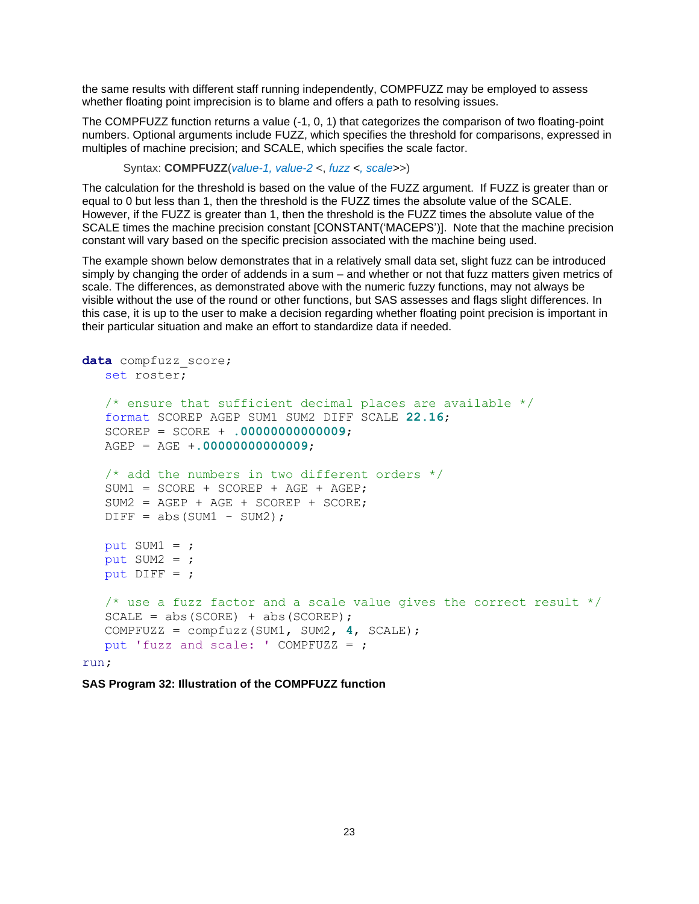the same results with different staff running independently, COMPFUZZ may be employed to assess whether floating point imprecision is to blame and offers a path to resolving issues.

The COMPFUZZ function returns a value (-1, 0, 1) that categorizes the comparison of two floating-point numbers. Optional arguments include FUZZ, which specifies the threshold for comparisons, expressed in multiples of machine precision; and SCALE, which specifies the scale factor.

Syntax: **COMPFUZZ**(*value-1, value-2* <, *fuzz* <, *scale*>>)

The calculation for the threshold is based on the value of the FUZZ argument. If FUZZ is greater than or equal to 0 but less than 1, then the threshold is the FUZZ times the absolute value of the SCALE. However, if the FUZZ is greater than 1, then the threshold is the FUZZ times the absolute value of the SCALE times the machine precision constant [CONSTANT('MACEPS')]. Note that the machine precision constant will vary based on the specific precision associated with the machine being used.

The example shown below demonstrates that in a relatively small data set, slight fuzz can be introduced simply by changing the order of addends in a sum – and whether or not that fuzz matters given metrics of scale. The differences, as demonstrated above with the numeric fuzzy functions, may not always be visible without the use of the round or other functions, but SAS assesses and flags slight differences. In this case, it is up to the user to make a decision regarding whether floating point precision is important in their particular situation and make an effort to standardize data if needed.

```
data compfuzz_score;
   set roster;

   /* ensure that sufficient decimal places are available */
   format SCOREP AGEP SUM1 SUM2 DIFF SCALE 22.16;
   SCOREP = SCORE + .00000000000009;
   AGEP = AGE +.00000000000009;

   /* add the numbers in two different orders */
   SUM1 = SCORE + SCOREP + AGE + AGEP;
   SUM2 = AGEP + AGE + SCOREP + SCORE;
   DIFF = abs(SUM1 - SUM2);

   put SUM1 = ;
   put SUM2 = ;
   put DIFF = ;

   /* use a fuzz factor and a scale value gives the correct result */
   SCALE = abs(SCORE) + abs(SCOREP);
   COMPFUZZ = compfuzz(SUM1, SUM2, 4, SCALE);
   put 'fuzz and scale: ' COMPFUZZ = ;
run;
```

**SAS Program 32: Illustration of the COMPFUZZ function**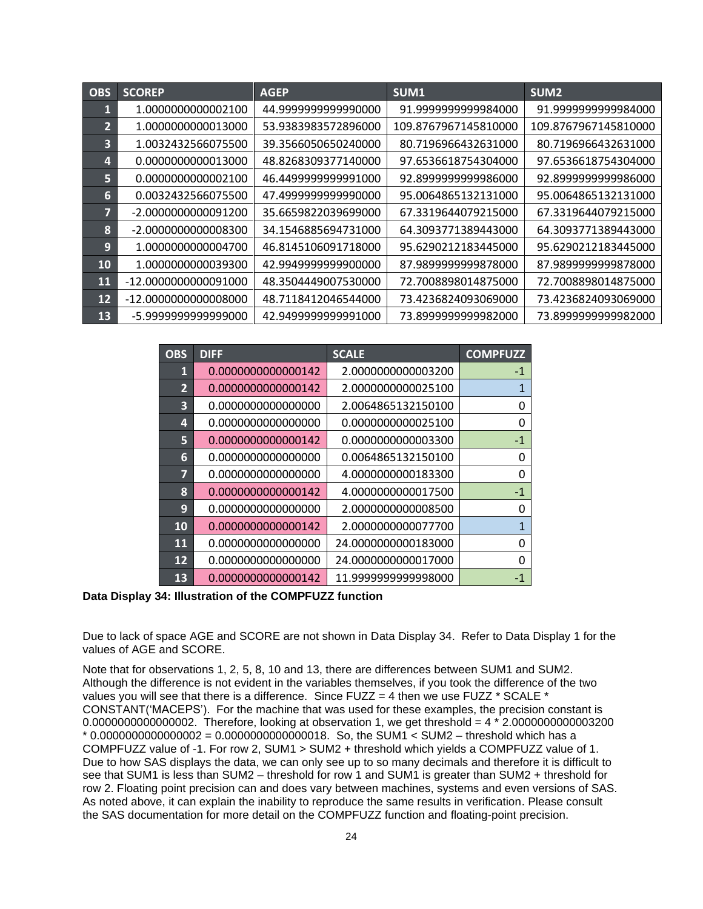| OBS | SCOREP | AGEP | SUM1 | SUM2 |
|---|---|---|---|---|
| 1 | 1.0000000000002100 | 44.9999999999990000 | 91.9999999999984000 | 91.9999999999984000 |
| 2 | 1.0000000000013000 | 53.9383983572896000 | 109.8767967145810000 | 109.8767967145810000 |
| 3 | 1.0032432566075500 | 39.3566050650240000 | 80.7196966432631000 | 80.7196966432631000 |
| 4 | 0.0000000000013000 | 48.8268309377140000 | 97.6536618754304000 | 97.6536618754304000 |
| 5 | 0.0000000000002100 | 46.4499999999991000 | 92.8999999999986000 | 92.8999999999986000 |
| 6 | 0.0032432566075500 | 47.4999999999990000 | 95.0064865132131000 | 95.0064865132131000 |
| 7 | -2.0000000000091200 | 35.6659822039699000 | 67.3319644079215000 | 67.3319644079215000 |
| 8 | -2.0000000000008300 | 34.1546885694731000 | 64.3093771389443000 | 64.3093771389443000 |
| 9 | 1.0000000000004700 | 46.8145106091718000 | 95.6290212183445000 | 95.6290212183445000 |
| 10 | 1.0000000000039300 | 42.9949999999900000 | 87.9899999999878000 | 87.9899999999878000 |
| 11 | -12.0000000000091000 | 48.3504449007530000 | 72.7008898014875000 | 72.7008898014875000 |
| 12 | -12.0000000000008000 | 48.7118412046544000 | 73.4236824093069000 | 73.4236824093069000 |
| 13 | -5.9999999999999000 | 42.9499999999991000 | 73.8999999999982000 | 73.8999999999982000 |

| OBS | DIFF | SCALE | COMPFUZZ |
|---|---|---|---|
| 1 | 0.0000000000000142 | 2.0000000000003200 | -1 |
| 2 | 0.0000000000000142 | 2.0000000000025100 | 1 |
| 3 | 0.0000000000000000 | 2.0064865132150100 | 0 |
| 4 | 0.0000000000000000 | 0.0000000000025100 | 0 |
| 5 | 0.0000000000000142 | 0.0000000000003300 | -1 |
| 6 | 0.0000000000000000 | 0.0064865132150100 | 0 |
| 7 | 0.0000000000000000 | 4.0000000000183300 | 0 |
| 8 | 0.0000000000000142 | 4.0000000000017500 | -1 |
| 9 | 0.0000000000000000 | 2.0000000000008500 | 0 |
| 10 | 0.0000000000000142 | 2.0000000000077700 | 1 |
| 11 | 0.0000000000000000 | 24.0000000000183000 | 0 |
| 12 | 0.0000000000000000 | 24.0000000000017000 | 0 |
| 13 | 0.0000000000000142 | 11.9999999999998000 | -1 |

**Data Display 34: Illustration of the COMPFUZZ function**

Due to lack of space AGE and SCORE are not shown in Data Display 34. Refer to Data Display 1 for the values of AGE and SCORE.

Note that for observations 1, 2, 5, 8, 10 and 13, there are differences between SUM1 and SUM2. Although the difference is not evident in the variables themselves, if you took the difference of the two values you will see that there is a difference. Since FUZZ = 4 then we use FUZZ * SCALE * CONSTANT('MACEPS'). For the machine that was used for these examples, the precision constant is 0.0000000000000002. Therefore, looking at observation 1, we get threshold = 4 * 2.0000000000003200 * 0.0000000000000002 = 0.0000000000000018. So, the SUM1 < SUM2 – threshold which has a COMPFUZZ value of -1. For row 2, SUM1 > SUM2 + threshold which yields a COMPFUZZ value of 1. Due to how SAS displays the data, we can only see up to so many decimals and therefore it is difficult to see that SUM1 is less than SUM2 – threshold for row 1 and SUM1 is greater than SUM2 + threshold for row 2. Floating point precision can and does vary between machines, systems and even versions of SAS. As noted above, it can explain the inability to reproduce the same results in verification. Please consult the SAS documentation for more detail on the COMPFUZZ function and floating-point precision.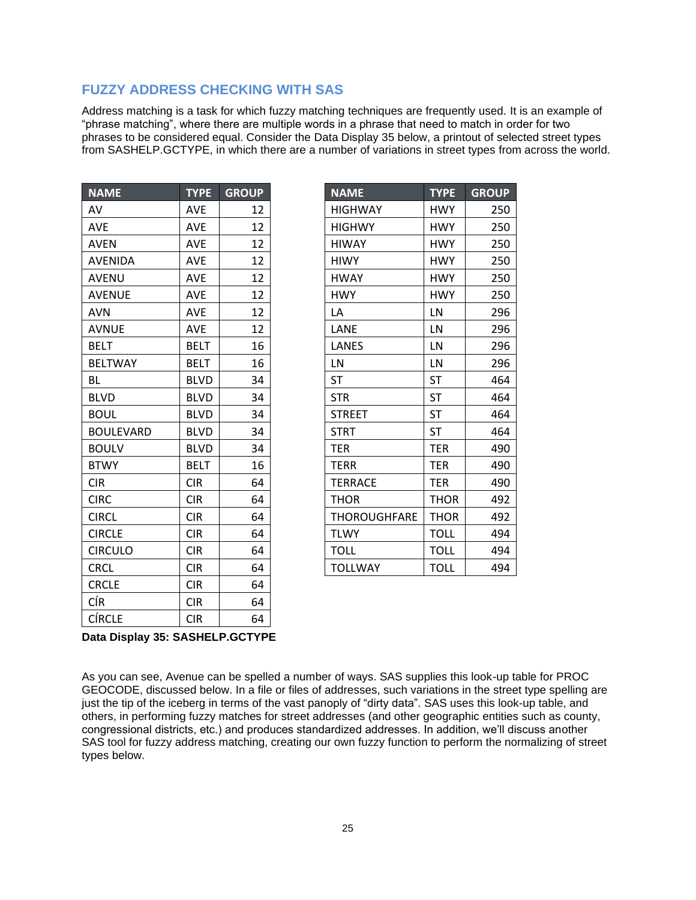## FUZZY ADDRESS CHECKING WITH SAS

Address matching is a task for which fuzzy matching techniques are frequently used. It is an example of "phrase matching", where there are multiple words in a phrase that need to match in order for two phrases to be considered equal. Consider the Data Display 35 below, a printout of selected street types from SASHELP.GCTYPE, in which there are a number of variations in street types from across the world.

| NAME | TYPE | GROUP |
|---|---|---|
| AV | AVE | 12 |
| AVE | AVE | 12 |
| AVEN | AVE | 12 |
| AVENIDA | AVE | 12 |
| AVENU | AVE | 12 |
| AVENUE | AVE | 12 |
| AVN | AVE | 12 |
| AVNUE | AVE | 12 |
| BELT | BELT | 16 |
| BELTWAY | BELT | 16 |
| BL | BLVD | 34 |
| BLVD | BLVD | 34 |
| BOUL | BLVD | 34 |
| BOULEVARD | BLVD | 34 |
| BOULV | BLVD | 34 |
| BTWY | BELT | 16 |
| CIR | CIR | 64 |
| CIRC | CIR | 64 |
| CIRCL | CIR | 64 |
| CIRCLE | CIR | 64 |
| CIRCULO | CIR | 64 |
| CRCL | CIR | 64 |
| CRCLE | CIR | 64 |
| CÍR | CIR | 64 |
| CÍRCLE | CIR | 64 |

| NAME | TYPE | GROUP |
|---|---|---|
| HIGHWAY | HWY | 250 |
| HIGHWY | HWY | 250 |
| HIWAY | HWY | 250 |
| HIWY | HWY | 250 |
| HWAY | HWY | 250 |
| HWY | HWY | 250 |
| LA | LN | 296 |
| LANE | LN | 296 |
| LANES | LN | 296 |
| LN | LN | 296 |
| ST | ST | 464 |
| STR | ST | 464 |
| STREET | ST | 464 |
| STRT | ST | 464 |
| TER | TER | 490 |
| TERR | TER | 490 |
| TERRACE | TER | 490 |
| THOR | THOR | 492 |
| THOROUGHFARE | THOR | 492 |
| TLWY | TOLL | 494 |
| TOLL | TOLL | 494 |
| TOLLWAY | TOLL | 494 |

**Data Display 35: SASHELP.GCTYPE**

As you can see, Avenue can be spelled a number of ways. SAS supplies this look-up table for PROC GEOCODE, discussed below. In a file or files of addresses, such variations in the street type spelling are just the tip of the iceberg in terms of the vast panoply of "dirty data". SAS uses this look-up table, and others, in performing fuzzy matches for street addresses (and other geographic entities such as county, congressional districts, etc.) and produces standardized addresses. In addition, we'll discuss another SAS tool for fuzzy address matching, creating our own fuzzy function to perform the normalizing of street types below.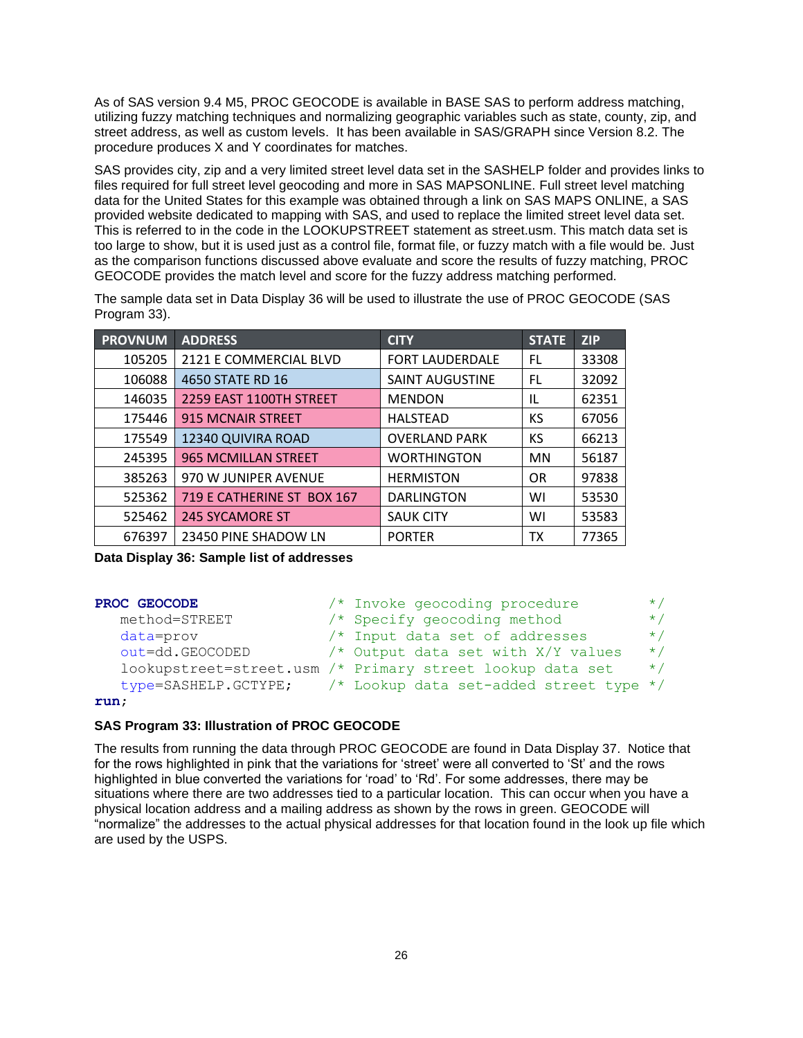As of SAS version 9.4 M5, PROC GEOCODE is available in BASE SAS to perform address matching, utilizing fuzzy matching techniques and normalizing geographic variables such as state, county, zip, and street address, as well as custom levels. It has been available in SAS/GRAPH since Version 8.2. The procedure produces X and Y coordinates for matches.

SAS provides city, zip and a very limited street level data set in the SASHELP folder and provides links to files required for full street level geocoding and more in SAS MAPSONLINE. Full street level matching data for the United States for this example was obtained through a link on SAS MAPS ONLINE, a SAS provided website dedicated to mapping with SAS, and used to replace the limited street level data set. This is referred to in the code in the LOOKUPSTREET statement as street.usm. This match data set is too large to show, but it is used just as a control file, format file, or fuzzy match with a file would be. Just as the comparison functions discussed above evaluate and score the results of fuzzy matching, PROC GEOCODE provides the match level and score for the fuzzy address matching performed.

The sample data set in Data Display 36 will be used to illustrate the use of PROC GEOCODE (SAS Program 33).

| PROVNUM | ADDRESS | CITY | STATE | ZIP |
|---|---|---|---|---|
| 105205 | 2121 E COMMERCIAL BLVD | FORT LAUDERDALE | FL | 33308 |
| 106088 | 4650 STATE RD 16 | SAINT AUGUSTINE | FL | 32092 |
| 146035 | 2259 EAST 1100TH STREET | MENDON | IL | 62351 |
| 175446 | 915 MCNAIR STREET | HALSTEAD | KS | 67056 |
| 175549 | 12340 QUIVIRA ROAD | OVERLAND PARK | KS | 66213 |
| 245395 | 965 MCMILLAN STREET | WORTHINGTON | MN | 56187 |
| 385263 | 970 W JUNIPER AVENUE | HERMISTON | OR | 97838 |
| 525362 | 719 E CATHERINE ST BOX 167 | DARLINGTON | WI | 53530 |
| 525462 | 245 SYCAMORE ST | SAUK CITY | WI | 53583 |
| 676397 | 23450 PINE SHADOW LN | PORTER | TX | 77365 |

**Data Display 36: Sample list of addresses**

```
PROC GEOCODE                    /* Invoke geocoding procedure        */
   method=STREET                /* Specify geocoding method          */
   data=prov                    /* Input data set of addresses       */
   out=dd.GEOCODED              /* Output data set with X/Y values   */
   lookupstreet=street.usm      /* Primary street lookup data set    */
   type=SASHELP.GCTYPE;         /* Lookup data set-added street type */
run;
```

**SAS Program 33: Illustration of PROC GEOCODE**

The results from running the data through PROC GEOCODE are found in Data Display 37. Notice that for the rows highlighted in pink that the variations for 'street' were all converted to 'St' and the rows highlighted in blue converted the variations for 'road' to 'Rd'. For some addresses, there may be situations where there are two addresses tied to a particular location. This can occur when you have a physical location address and a mailing address as shown by the rows in green. GEOCODE will "normalize" the addresses to the actual physical addresses for that location found in the look up file which are used by the USPS.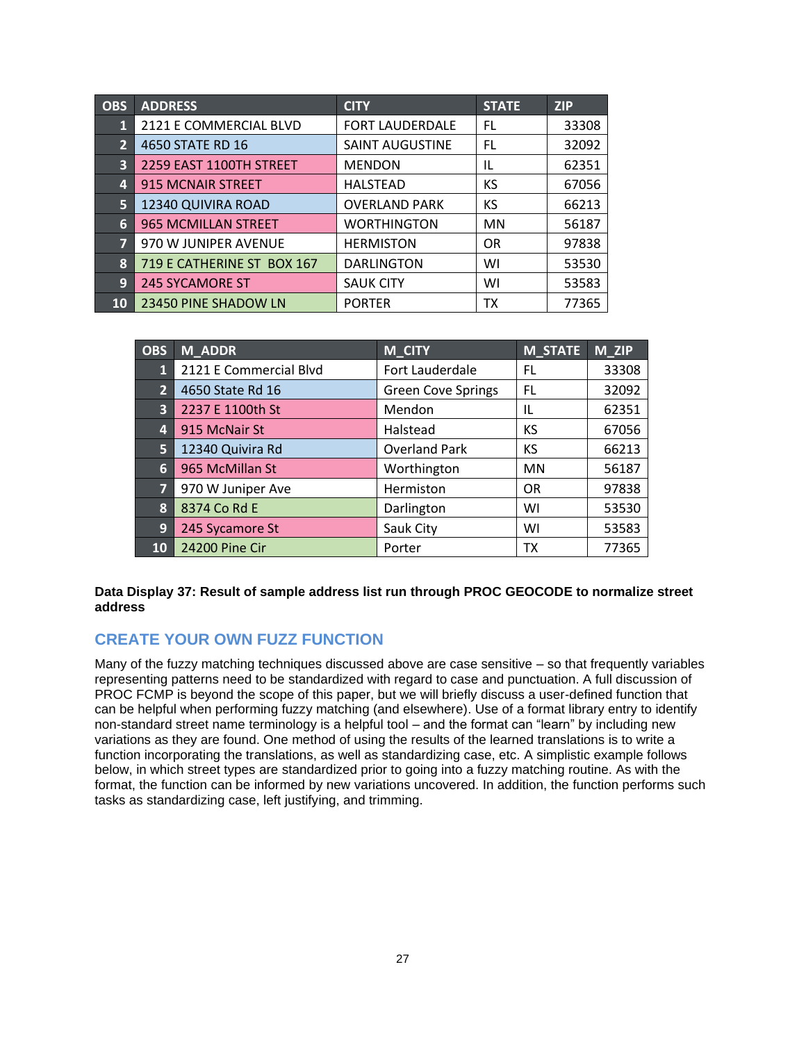| OBS | ADDRESS | CITY | STATE | ZIP |
|---|---|---|---|---|
| 1 | 2121 E COMMERCIAL BLVD | FORT LAUDERDALE | FL | 33308 |
| 2 | 4650 STATE RD 16 | SAINT AUGUSTINE | FL | 32092 |
| 3 | 2259 EAST 1100TH STREET | MENDON | IL | 62351 |
| 4 | 915 MCNAIR STREET | HALSTEAD | KS | 67056 |
| 5 | 12340 QUIVIRA ROAD | OVERLAND PARK | KS | 66213 |
| 6 | 965 MCMILLAN STREET | WORTHINGTON | MN | 56187 |
| 7 | 970 W JUNIPER AVENUE | HERMISTON | OR | 97838 |
| 8 | 719 E CATHERINE ST  BOX 167 | DARLINGTON | WI | 53530 |
| 9 | 245 SYCAMORE ST | SAUK CITY | WI | 53583 |
| 10 | 23450 PINE SHADOW LN | PORTER | TX | 77365 |

| OBS | M_ADDR | M_CITY | M_STATE | M_ZIP |
|---|---|---|---|---|
| 1 | 2121 E Commercial Blvd | Fort Lauderdale | FL | 33308 |
| 2 | 4650 State Rd 16 | Green Cove Springs | FL | 32092 |
| 3 | 2237 E 1100th St | Mendon | IL | 62351 |
| 4 | 915 McNair St | Halstead | KS | 67056 |
| 5 | 12340 Quivira Rd | Overland Park | KS | 66213 |
| 6 | 965 McMillan St | Worthington | MN | 56187 |
| 7 | 970 W Juniper Ave | Hermiston | OR | 97838 |
| 8 | 8374 Co Rd E | Darlington | WI | 53530 |
| 9 | 245 Sycamore St | Sauk City | WI | 53583 |
| 10 | 24200 Pine Cir | Porter | TX | 77365 |

**Data Display 37: Result of sample address list run through PROC GEOCODE to normalize street address**

## CREATE YOUR OWN FUZZ FUNCTION

Many of the fuzzy matching techniques discussed above are case sensitive – so that frequently variables representing patterns need to be standardized with regard to case and punctuation. A full discussion of PROC FCMP is beyond the scope of this paper, but we will briefly discuss a user-defined function that can be helpful when performing fuzzy matching (and elsewhere). Use of a format library entry to identify non-standard street name terminology is a helpful tool – and the format can "learn" by including new variations as they are found. One method of using the results of the learned translations is to write a function incorporating the translations, as well as standardizing case, etc. A simplistic example follows below, in which street types are standardized prior to going into a fuzzy matching routine. As with the format, the function can be informed by new variations uncovered. In addition, the function performs such tasks as standardizing case, left justifying, and trimming.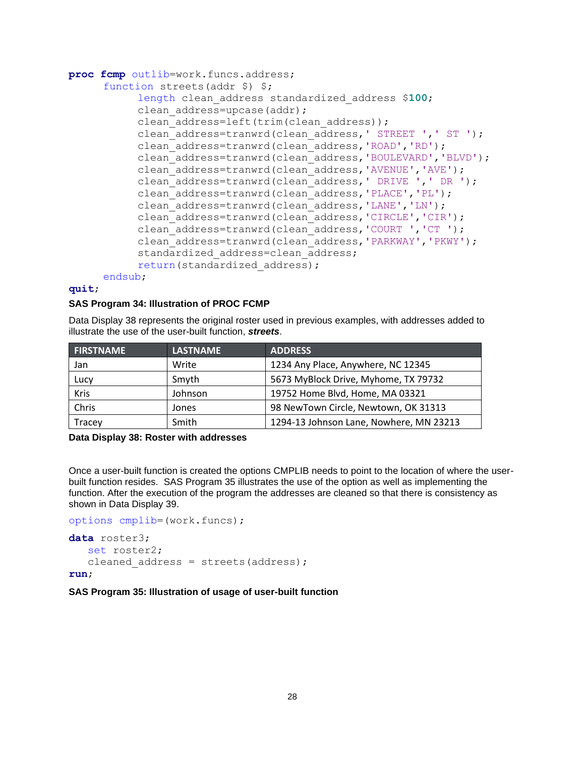```
proc fcmp outlib=work.funcs.address;
      function streets(addr $) $;
            length clean_address standardized_address $100;
            clean_address=upcase(addr);
            clean_address=left(trim(clean_address));
            clean_address=tranwrd(clean_address,' STREET ',' ST ');
            clean_address=tranwrd(clean_address,'ROAD','RD');
            clean_address=tranwrd(clean_address,'BOULEVARD','BLVD');
            clean_address=tranwrd(clean_address,'AVENUE','AVE');
            clean_address=tranwrd(clean_address,' DRIVE ',' DR ');
            clean_address=tranwrd(clean_address,'PLACE','PL');
            clean_address=tranwrd(clean_address,'LANE','LN');
            clean_address=tranwrd(clean_address,'CIRCLE','CIR');
            clean_address=tranwrd(clean_address,'COURT ','CT ');
            clean_address=tranwrd(clean_address,'PARKWAY','PKWY');
            standardized_address=clean_address;
            return(standardized_address);
      endsub;
quit;
```

**SAS Program 34: Illustration of PROC FCMP**

Data Display 38 represents the original roster used in previous examples, with addresses added to illustrate the use of the user-built function, ***streets***.

| FIRSTNAME | LASTNAME | ADDRESS |
|---|---|---|
| Jan | Write | 1234 Any Place, Anywhere, NC 12345 |
| Lucy | Smyth | 5673 MyBlock Drive, Myhome, TX 79732 |
| Kris | Johnson | 19752 Home Blvd, Home, MA 03321 |
| Chris | Jones | 98 NewTown Circle, Newtown, OK 31313 |
| Tracey | Smith | 1294-13 Johnson Lane, Nowhere, MN 23213 |

**Data Display 38: Roster with addresses**

Once a user-built function is created the options CMPLIB needs to point to the location of where the user-built function resides. SAS Program 35 illustrates the use of the option as well as implementing the function. After the execution of the program the addresses are cleaned so that there is consistency as shown in Data Display 39.

```
options cmplib=(work.funcs);

data roster3;
   set roster2;
   cleaned_address = streets(address);
run;
```

**SAS Program 35: Illustration of usage of user-built function**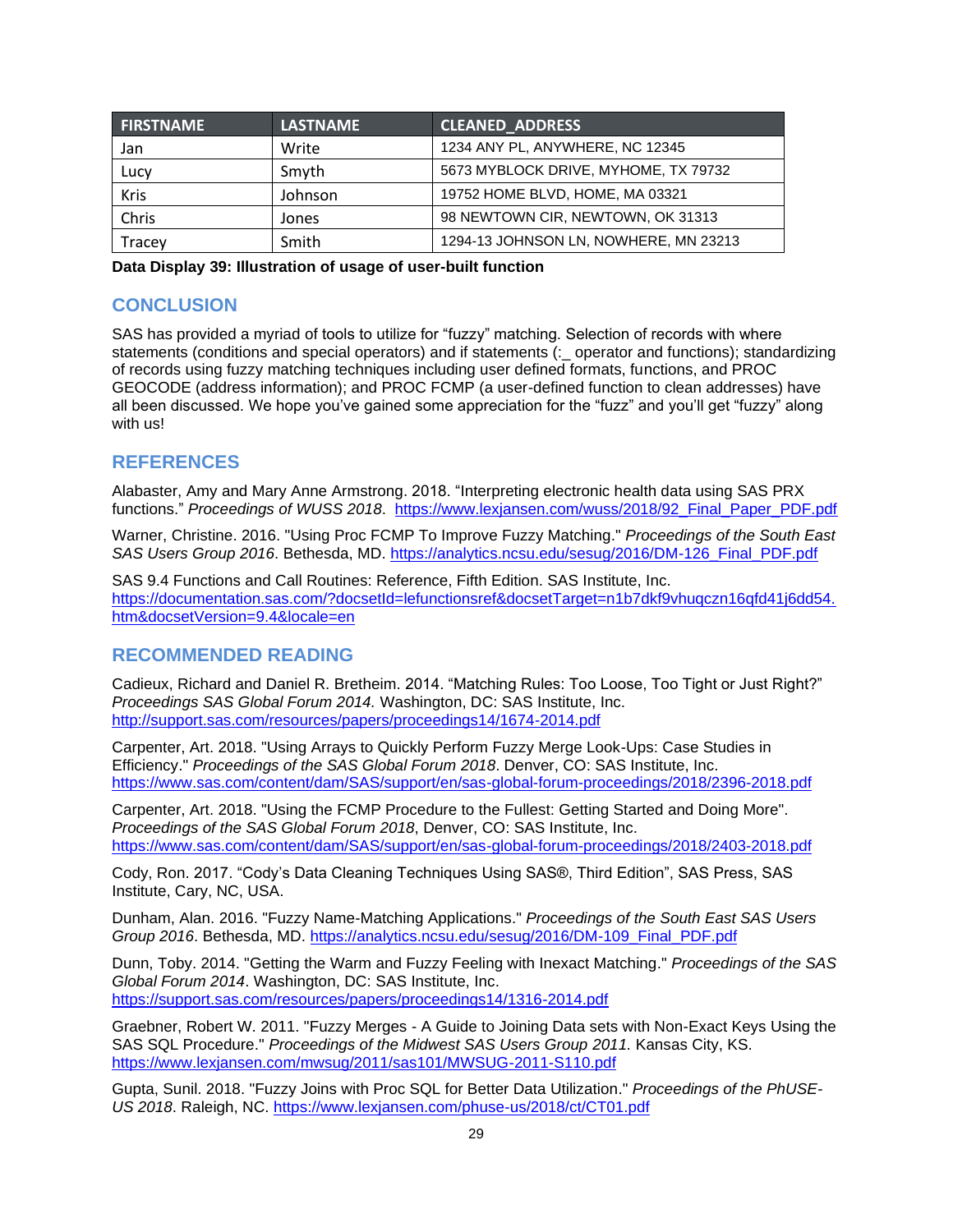| FIRSTNAME | LASTNAME | CLEANED_ADDRESS |
|---|---|---|
| Jan | Write | 1234 ANY PL, ANYWHERE, NC 12345 |
| Lucy | Smyth | 5673 MYBLOCK DRIVE, MYHOME, TX 79732 |
| Kris | Johnson | 19752 HOME BLVD, HOME, MA 03321 |
| Chris | Jones | 98 NEWTOWN CIR, NEWTOWN, OK 31313 |
| Tracey | Smith | 1294-13 JOHNSON LN, NOWHERE, MN 23213 |

**Data Display 39: Illustration of usage of user-built function**

## CONCLUSION

SAS has provided a myriad of tools to utilize for "fuzzy" matching. Selection of records with where statements (conditions and special operators) and if statements (:_ operator and functions); standardizing of records using fuzzy matching techniques including user defined formats, functions, and PROC GEOCODE (address information); and PROC FCMP (a user-defined function to clean addresses) have all been discussed. We hope you've gained some appreciation for the "fuzz" and you'll get "fuzzy" along with us!

## REFERENCES

Alabaster, Amy and Mary Anne Armstrong. 2018. "Interpreting electronic health data using SAS PRX functions." *Proceedings of WUSS 2018*. https://www.lexjansen.com/wuss/2018/92_Final_Paper_PDF.pdf

Warner, Christine. 2016. "Using Proc FCMP To Improve Fuzzy Matching." *Proceedings of the South East SAS Users Group 2016*. Bethesda, MD. https://analytics.ncsu.edu/sesug/2016/DM-126_Final_PDF.pdf

SAS 9.4 Functions and Call Routines: Reference, Fifth Edition. SAS Institute, Inc. https://documentation.sas.com/?docsetId=lefunctionsref&docsetTarget=n1b7dkf9vhuqczn16qfd41j6dd54.htm&docsetVersion=9.4&locale=en

## RECOMMENDED READING

Cadieux, Richard and Daniel R. Bretheim. 2014. "Matching Rules: Too Loose, Too Tight or Just Right?" *Proceedings SAS Global Forum 2014.* Washington, DC: SAS Institute, Inc. http://support.sas.com/resources/papers/proceedings14/1674-2014.pdf

Carpenter, Art. 2018. "Using Arrays to Quickly Perform Fuzzy Merge Look-Ups: Case Studies in Efficiency." *Proceedings of the SAS Global Forum 2018*. Denver, CO: SAS Institute, Inc. https://www.sas.com/content/dam/SAS/support/en/sas-global-forum-proceedings/2018/2396-2018.pdf

Carpenter, Art. 2018. "Using the FCMP Procedure to the Fullest: Getting Started and Doing More". *Proceedings of the SAS Global Forum 2018*, Denver, CO: SAS Institute, Inc. https://www.sas.com/content/dam/SAS/support/en/sas-global-forum-proceedings/2018/2403-2018.pdf

Cody, Ron. 2017. "Cody's Data Cleaning Techniques Using SAS®, Third Edition", SAS Press, SAS Institute, Cary, NC, USA.

Dunham, Alan. 2016. "Fuzzy Name-Matching Applications." *Proceedings of the South East SAS Users Group 2016*. Bethesda, MD. https://analytics.ncsu.edu/sesug/2016/DM-109_Final_PDF.pdf

Dunn, Toby. 2014. "Getting the Warm and Fuzzy Feeling with Inexact Matching." *Proceedings of the SAS Global Forum 2014*. Washington, DC: SAS Institute, Inc. https://support.sas.com/resources/papers/proceedings14/1316-2014.pdf

Graebner, Robert W. 2011. "Fuzzy Merges - A Guide to Joining Data sets with Non-Exact Keys Using the SAS SQL Procedure." *Proceedings of the Midwest SAS Users Group 2011.* Kansas City, KS. https://www.lexjansen.com/mwsug/2011/sas101/MWSUG-2011-S110.pdf

Gupta, Sunil. 2018. "Fuzzy Joins with Proc SQL for Better Data Utilization." *Proceedings of the PhUSE-US 2018*. Raleigh, NC. https://www.lexjansen.com/phuse-us/2018/ct/CT01.pdf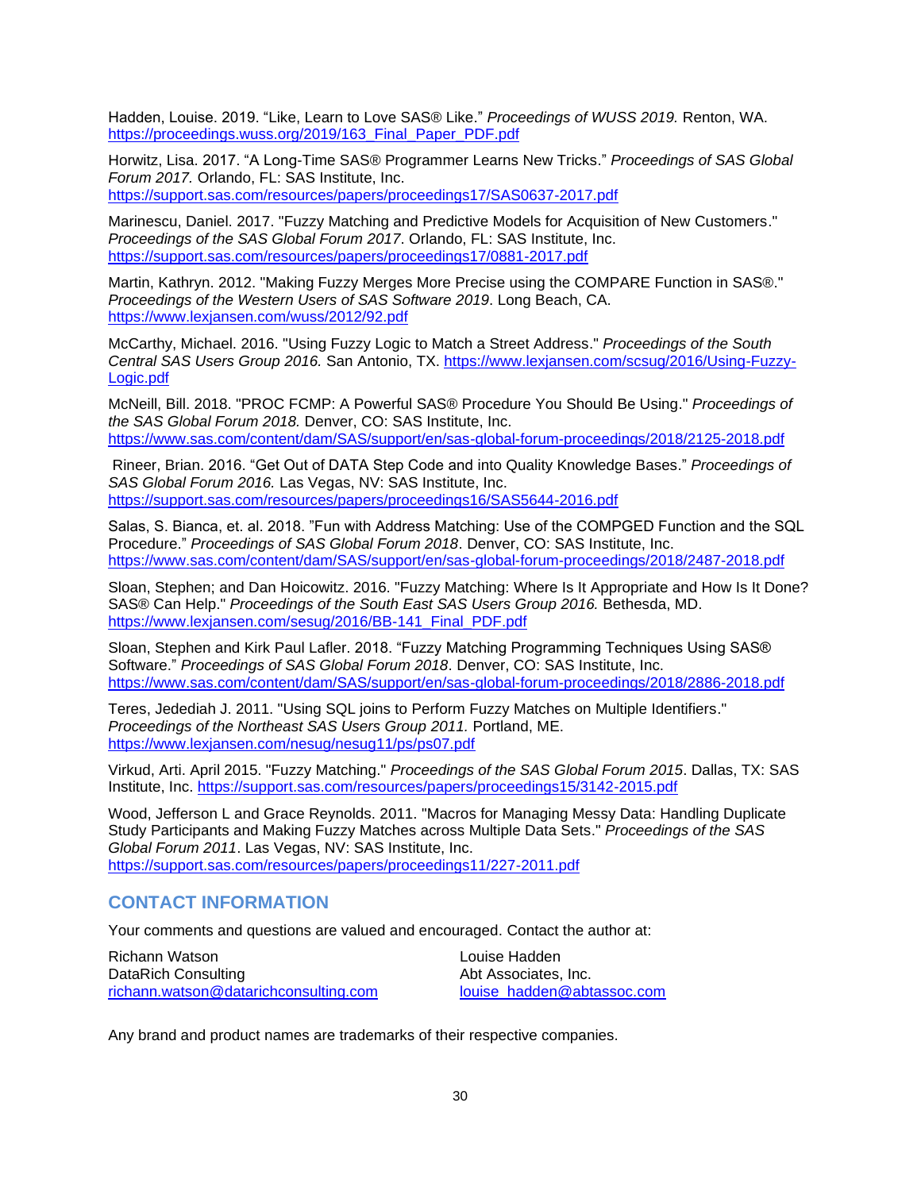Hadden, Louise. 2019. “Like, Learn to Love SAS® Like.” *Proceedings of WUSS 2019.* Renton, WA. https://proceedings.wuss.org/2019/163_Final_Paper_PDF.pdf

Horwitz, Lisa. 2017. “A Long-Time SAS® Programmer Learns New Tricks.” *Proceedings of SAS Global Forum 2017.* Orlando, FL: SAS Institute, Inc. https://support.sas.com/resources/papers/proceedings17/SAS0637-2017.pdf

Marinescu, Daniel. 2017. "Fuzzy Matching and Predictive Models for Acquisition of New Customers." *Proceedings of the SAS Global Forum 2017*. Orlando, FL: SAS Institute, Inc. https://support.sas.com/resources/papers/proceedings17/0881-2017.pdf

Martin, Kathryn. 2012. "Making Fuzzy Merges More Precise using the COMPARE Function in SAS®." *Proceedings of the Western Users of SAS Software 2019*. Long Beach, CA. https://www.lexjansen.com/wuss/2012/92.pdf

McCarthy, Michael. 2016. "Using Fuzzy Logic to Match a Street Address." *Proceedings of the South Central SAS Users Group 2016.* San Antonio, TX. https://www.lexjansen.com/scsug/2016/Using-Fuzzy-Logic.pdf

McNeill, Bill. 2018. "PROC FCMP: A Powerful SAS® Procedure You Should Be Using." *Proceedings of the SAS Global Forum 2018.* Denver, CO: SAS Institute, Inc. https://www.sas.com/content/dam/SAS/support/en/sas-global-forum-proceedings/2018/2125-2018.pdf

Rineer, Brian. 2016. “Get Out of DATA Step Code and into Quality Knowledge Bases.” *Proceedings of SAS Global Forum 2016.* Las Vegas, NV: SAS Institute, Inc. https://support.sas.com/resources/papers/proceedings16/SAS5644-2016.pdf

Salas, S. Bianca, et. al. 2018. ”Fun with Address Matching: Use of the COMPGED Function and the SQL Procedure.” *Proceedings of SAS Global Forum 2018*. Denver, CO: SAS Institute, Inc. https://www.sas.com/content/dam/SAS/support/en/sas-global-forum-proceedings/2018/2487-2018.pdf

Sloan, Stephen; and Dan Hoicowitz. 2016. "Fuzzy Matching: Where Is It Appropriate and How Is It Done? SAS® Can Help." *Proceedings of the South East SAS Users Group 2016.* Bethesda, MD. https://www.lexjansen.com/sesug/2016/BB-141_Final_PDF.pdf

Sloan, Stephen and Kirk Paul Lafler. 2018. “Fuzzy Matching Programming Techniques Using SAS® Software.” *Proceedings of SAS Global Forum 2018*. Denver, CO: SAS Institute, Inc. https://www.sas.com/content/dam/SAS/support/en/sas-global-forum-proceedings/2018/2886-2018.pdf

Teres, Jedediah J. 2011. "Using SQL joins to Perform Fuzzy Matches on Multiple Identifiers." *Proceedings of the Northeast SAS Users Group 2011.* Portland, ME. https://www.lexjansen.com/nesug/nesug11/ps/ps07.pdf

Virkud, Arti. April 2015. "Fuzzy Matching." *Proceedings of the SAS Global Forum 2015*. Dallas, TX: SAS Institute, Inc. https://support.sas.com/resources/papers/proceedings15/3142-2015.pdf

Wood, Jefferson L and Grace Reynolds. 2011. "Macros for Managing Messy Data: Handling Duplicate Study Participants and Making Fuzzy Matches across Multiple Data Sets." *Proceedings of the SAS Global Forum 2011*. Las Vegas, NV: SAS Institute, Inc. https://support.sas.com/resources/papers/proceedings11/227-2011.pdf

## CONTACT INFORMATION

Your comments and questions are valued and encouraged. Contact the author at:

Richann Watson
DataRich Consulting
richann.watson@datarichconsulting.com

Louise Hadden
Abt Associates, Inc.
louise_hadden@abtassoc.com

Any brand and product names are trademarks of their respective companies.